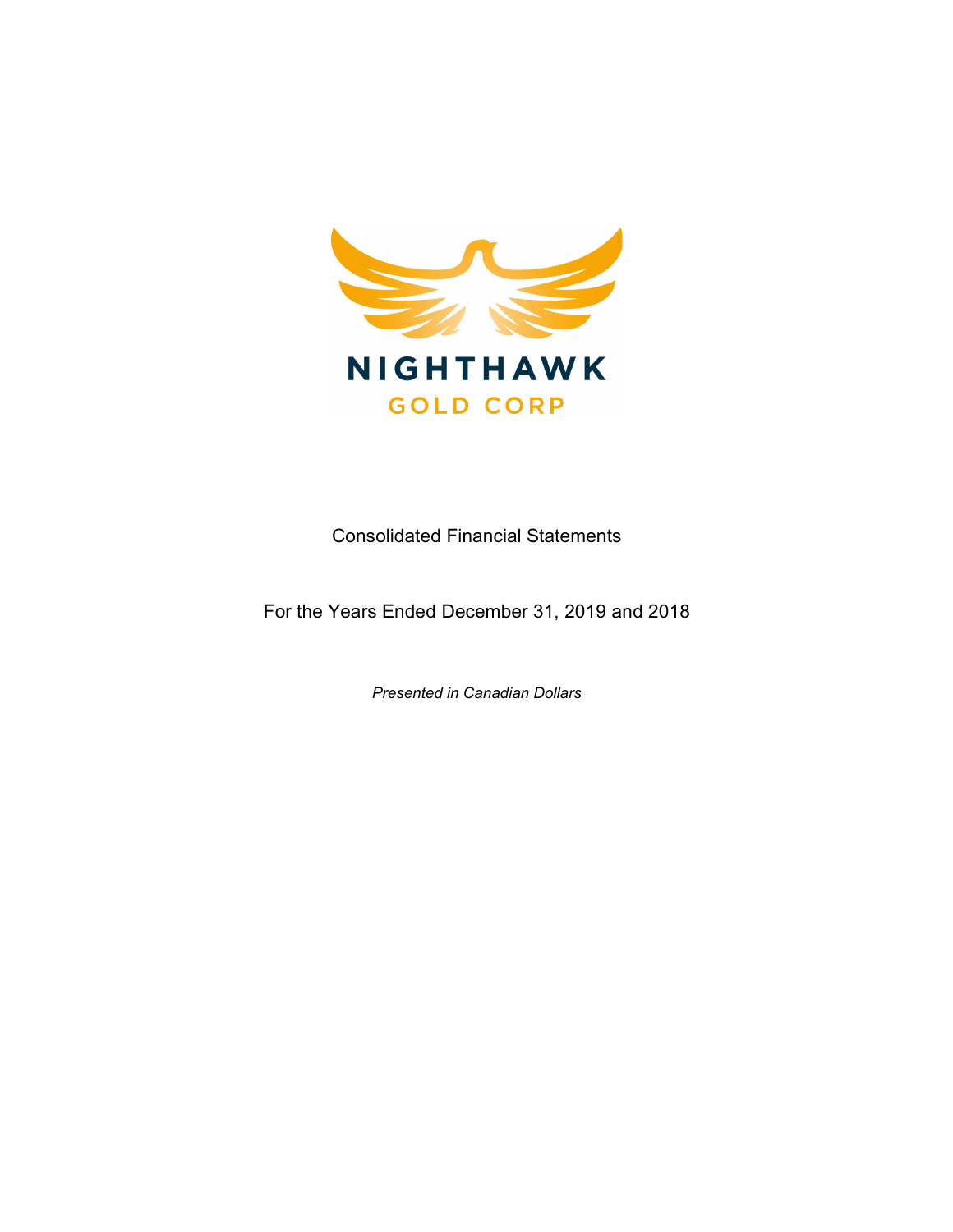NIGHTHAWK
GOLD CORP

Consolidated Financial Statements

For the Years Ended December 31, 2019 and 2018

*Presented in Canadian Dollars*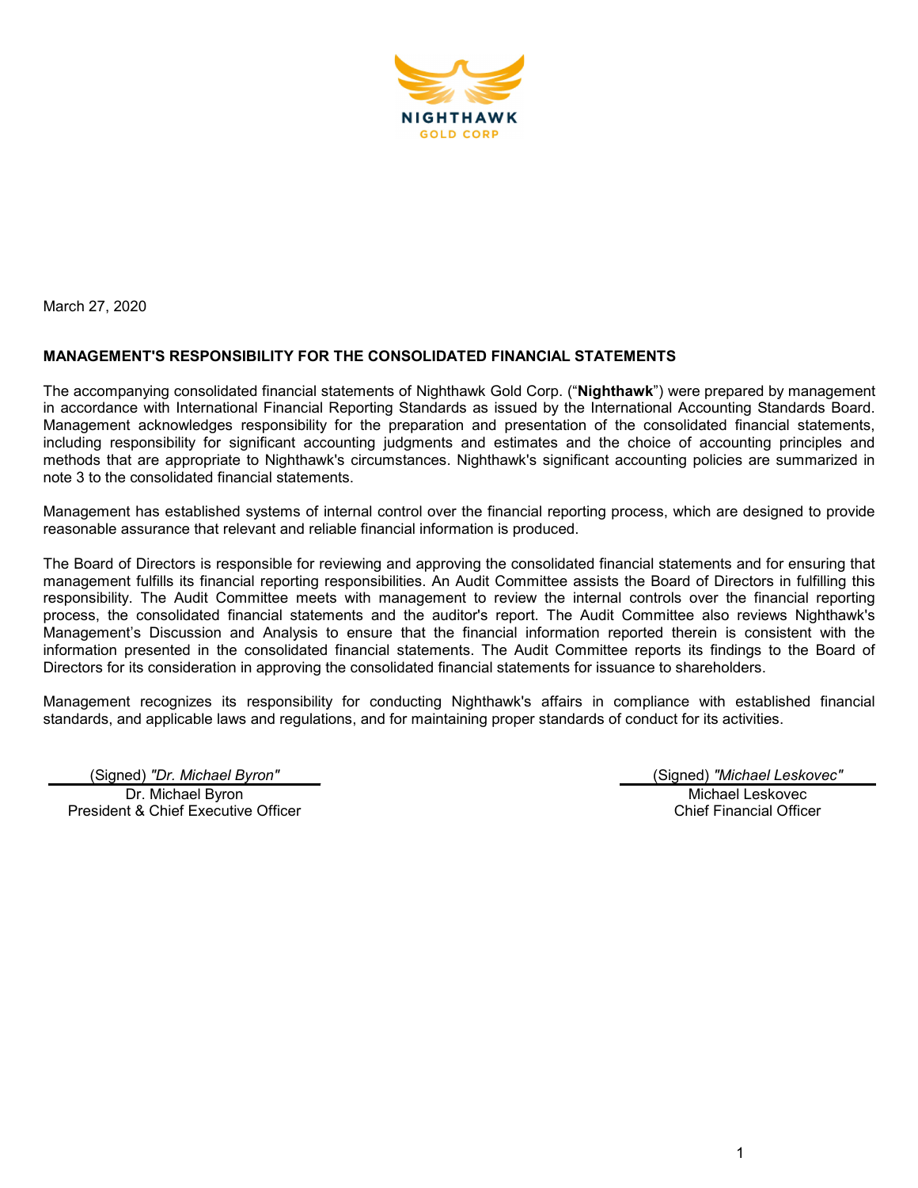NIGHTHAWK
GOLD CORP

March 27, 2020

## MANAGEMENT'S RESPONSIBILITY FOR THE CONSOLIDATED FINANCIAL STATEMENTS

The accompanying consolidated financial statements of Nighthawk Gold Corp. ("**Nighthawk**") were prepared by management in accordance with International Financial Reporting Standards as issued by the International Accounting Standards Board. Management acknowledges responsibility for the preparation and presentation of the consolidated financial statements, including responsibility for significant accounting judgments and estimates and the choice of accounting principles and methods that are appropriate to Nighthawk's circumstances. Nighthawk's significant accounting policies are summarized in note 3 to the consolidated financial statements.

Management has established systems of internal control over the financial reporting process, which are designed to provide reasonable assurance that relevant and reliable financial information is produced.

The Board of Directors is responsible for reviewing and approving the consolidated financial statements and for ensuring that management fulfills its financial reporting responsibilities. An Audit Committee assists the Board of Directors in fulfilling this responsibility. The Audit Committee meets with management to review the internal controls over the financial reporting process, the consolidated financial statements and the auditor's report. The Audit Committee also reviews Nighthawk's Management's Discussion and Analysis to ensure that the financial information reported therein is consistent with the information presented in the consolidated financial statements. The Audit Committee reports its findings to the Board of Directors for its consideration in approving the consolidated financial statements for issuance to shareholders.

Management recognizes its responsibility for conducting Nighthawk's affairs in compliance with established financial standards, and applicable laws and regulations, and for maintaining proper standards of conduct for its activities.

(Signed) *"Dr. Michael Byron"*
Dr. Michael Byron
President & Chief Executive Officer

(Signed) *"Michael Leskovec"*
Michael Leskovec
Chief Financial Officer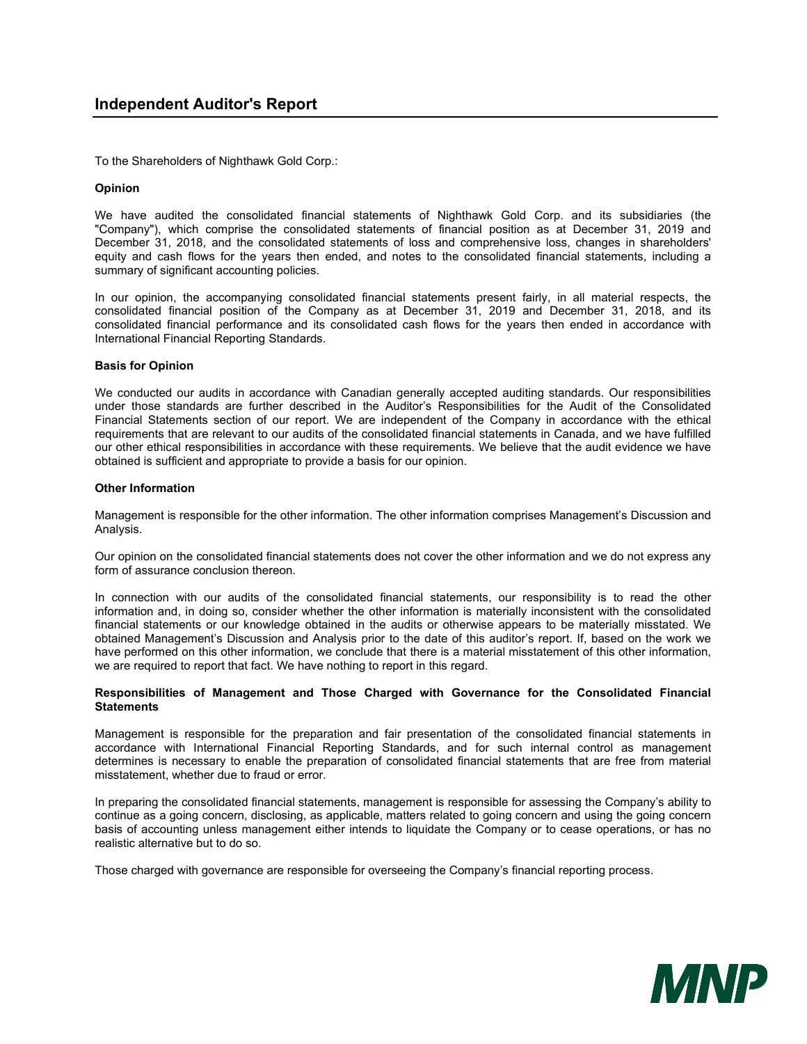# Independent Auditor's Report

To the Shareholders of Nighthawk Gold Corp.:

**Opinion**

We have audited the consolidated financial statements of Nighthawk Gold Corp. and its subsidiaries (the "Company"), which comprise the consolidated statements of financial position as at December 31, 2019 and December 31, 2018, and the consolidated statements of loss and comprehensive loss, changes in shareholders' equity and cash flows for the years then ended, and notes to the consolidated financial statements, including a summary of significant accounting policies.

In our opinion, the accompanying consolidated financial statements present fairly, in all material respects, the consolidated financial position of the Company as at December 31, 2019 and December 31, 2018, and its consolidated financial performance and its consolidated cash flows for the years then ended in accordance with International Financial Reporting Standards.

**Basis for Opinion**

We conducted our audits in accordance with Canadian generally accepted auditing standards. Our responsibilities under those standards are further described in the Auditor's Responsibilities for the Audit of the Consolidated Financial Statements section of our report. We are independent of the Company in accordance with the ethical requirements that are relevant to our audits of the consolidated financial statements in Canada, and we have fulfilled our other ethical responsibilities in accordance with these requirements. We believe that the audit evidence we have obtained is sufficient and appropriate to provide a basis for our opinion.

**Other Information**

Management is responsible for the other information. The other information comprises Management's Discussion and Analysis.

Our opinion on the consolidated financial statements does not cover the other information and we do not express any form of assurance conclusion thereon.

In connection with our audits of the consolidated financial statements, our responsibility is to read the other information and, in doing so, consider whether the other information is materially inconsistent with the consolidated financial statements or our knowledge obtained in the audits or otherwise appears to be materially misstated. We obtained Management's Discussion and Analysis prior to the date of this auditor's report. If, based on the work we have performed on this other information, we conclude that there is a material misstatement of this other information, we are required to report that fact. We have nothing to report in this regard.

**Responsibilities of Management and Those Charged with Governance for the Consolidated Financial Statements**

Management is responsible for the preparation and fair presentation of the consolidated financial statements in accordance with International Financial Reporting Standards, and for such internal control as management determines is necessary to enable the preparation of consolidated financial statements that are free from material misstatement, whether due to fraud or error.

In preparing the consolidated financial statements, management is responsible for assessing the Company's ability to continue as a going concern, disclosing, as applicable, matters related to going concern and using the going concern basis of accounting unless management either intends to liquidate the Company or to cease operations, or has no realistic alternative but to do so.

Those charged with governance are responsible for overseeing the Company's financial reporting process.

MNP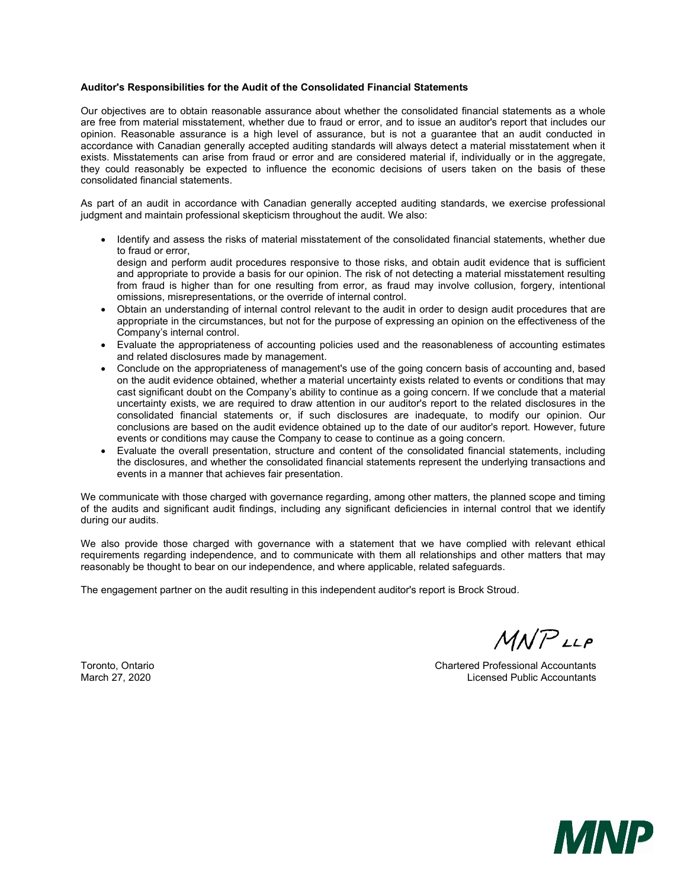**Auditor's Responsibilities for the Audit of the Consolidated Financial Statements**

Our objectives are to obtain reasonable assurance about whether the consolidated financial statements as a whole are free from material misstatement, whether due to fraud or error, and to issue an auditor's report that includes our opinion. Reasonable assurance is a high level of assurance, but is not a guarantee that an audit conducted in accordance with Canadian generally accepted auditing standards will always detect a material misstatement when it exists. Misstatements can arise from fraud or error and are considered material if, individually or in the aggregate, they could reasonably be expected to influence the economic decisions of users taken on the basis of these consolidated financial statements.

As part of an audit in accordance with Canadian generally accepted auditing standards, we exercise professional judgment and maintain professional skepticism throughout the audit. We also:

- Identify and assess the risks of material misstatement of the consolidated financial statements, whether due to fraud or error, design and perform audit procedures responsive to those risks, and obtain audit evidence that is sufficient and appropriate to provide a basis for our opinion. The risk of not detecting a material misstatement resulting from fraud is higher than for one resulting from error, as fraud may involve collusion, forgery, intentional omissions, misrepresentations, or the override of internal control.
- Obtain an understanding of internal control relevant to the audit in order to design audit procedures that are appropriate in the circumstances, but not for the purpose of expressing an opinion on the effectiveness of the Company's internal control.
- Evaluate the appropriateness of accounting policies used and the reasonableness of accounting estimates and related disclosures made by management.
- Conclude on the appropriateness of management's use of the going concern basis of accounting and, based on the audit evidence obtained, whether a material uncertainty exists related to events or conditions that may cast significant doubt on the Company's ability to continue as a going concern. If we conclude that a material uncertainty exists, we are required to draw attention in our auditor's report to the related disclosures in the consolidated financial statements or, if such disclosures are inadequate, to modify our opinion. Our conclusions are based on the audit evidence obtained up to the date of our auditor's report. However, future events or conditions may cause the Company to cease to continue as a going concern.
- Evaluate the overall presentation, structure and content of the consolidated financial statements, including the disclosures, and whether the consolidated financial statements represent the underlying transactions and events in a manner that achieves fair presentation.

We communicate with those charged with governance regarding, among other matters, the planned scope and timing of the audits and significant audit findings, including any significant deficiencies in internal control that we identify during our audits.

We also provide those charged with governance with a statement that we have complied with relevant ethical requirements regarding independence, and to communicate with them all relationships and other matters that may reasonably be thought to bear on our independence, and where applicable, related safeguards.

The engagement partner on the audit resulting in this independent auditor's report is Brock Stroud.

MNP LLP

Toronto, Ontario
March 27, 2020

Chartered Professional Accountants
Licensed Public Accountants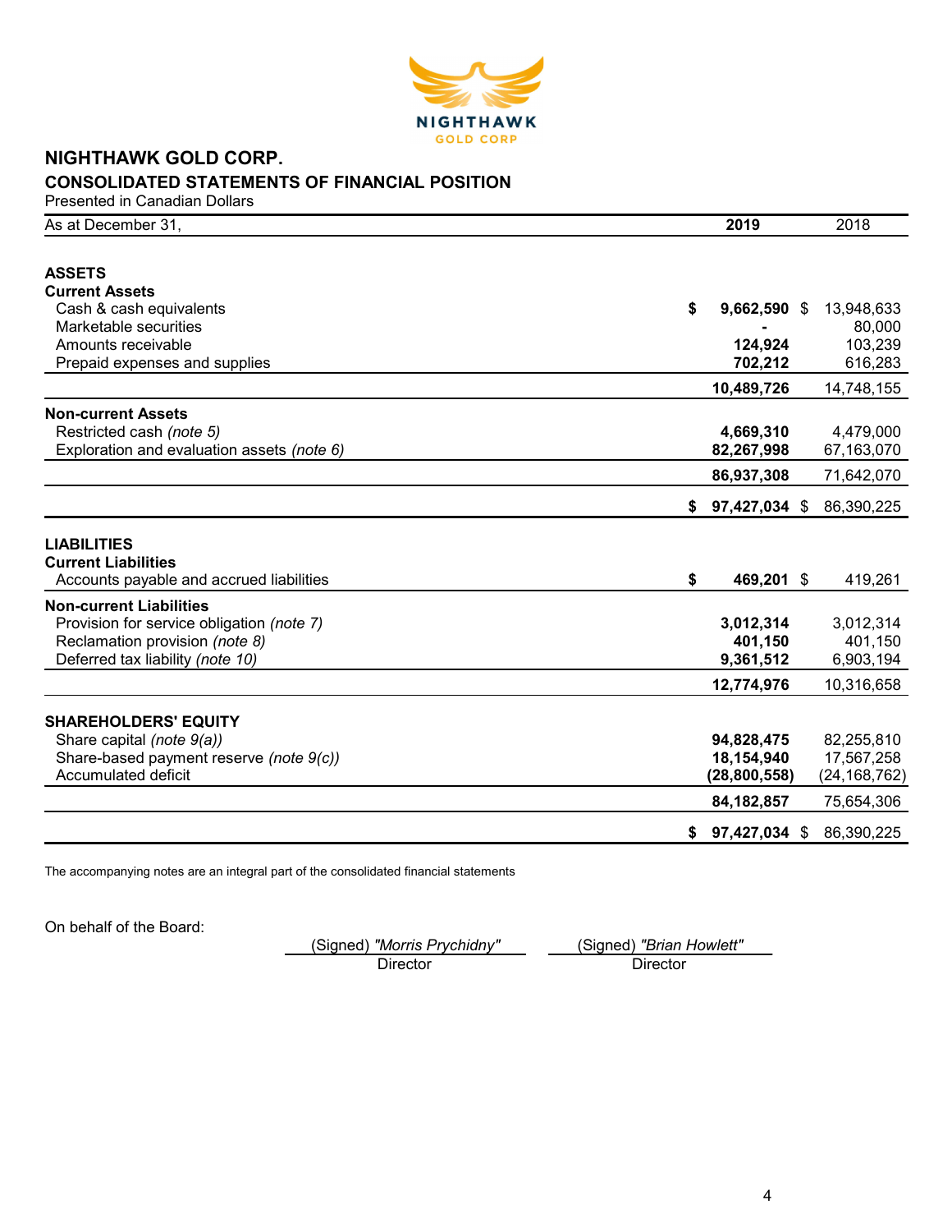# NIGHTHAWK GOLD CORP.

## CONSOLIDATED STATEMENTS OF FINANCIAL POSITION

Presented in Canadian Dollars

| As at December 31, | 2019 | 2018 |
|---|---|---|
| **ASSETS** | | |
| **Current Assets** | | |
| Cash & cash equivalents | **$ 9,662,590** | $ 13,948,633 |
| Marketable securities | **-** | 80,000 |
| Amounts receivable | **124,924** | 103,239 |
| Prepaid expenses and supplies | **702,212** | 616,283 |
| | **10,489,726** | 14,748,155 |
| **Non-current Assets** | | |
| Restricted cash *(note 5)* | **4,669,310** | 4,479,000 |
| Exploration and evaluation assets *(note 6)* | **82,267,998** | 67,163,070 |
| | **86,937,308** | 71,642,070 |
| | **$ 97,427,034** | $ 86,390,225 |
| **LIABILITIES** | | |
| **Current Liabilities** | | |
| Accounts payable and accrued liabilities | **$ 469,201** | $ 419,261 |
| **Non-current Liabilities** | | |
| Provision for service obligation *(note 7)* | **3,012,314** | 3,012,314 |
| Reclamation provision *(note 8)* | **401,150** | 401,150 |
| Deferred tax liability *(note 10)* | **9,361,512** | 6,903,194 |
| | **12,774,976** | 10,316,658 |
| **SHAREHOLDERS' EQUITY** | | |
| Share capital *(note 9(a))* | **94,828,475** | 82,255,810 |
| Share-based payment reserve *(note 9(c))* | **18,154,940** | 17,567,258 |
| Accumulated deficit | **(28,800,558)** | (24,168,762) |
| | **84,182,857** | 75,654,306 |
| | **$ 97,427,034** | $ 86,390,225 |

The accompanying notes are an integral part of the consolidated financial statements

On behalf of the Board:

| (Signed) *"Morris Prychidny"* | (Signed) *"Brian Howlett"* |
|---|---|
| Director | Director |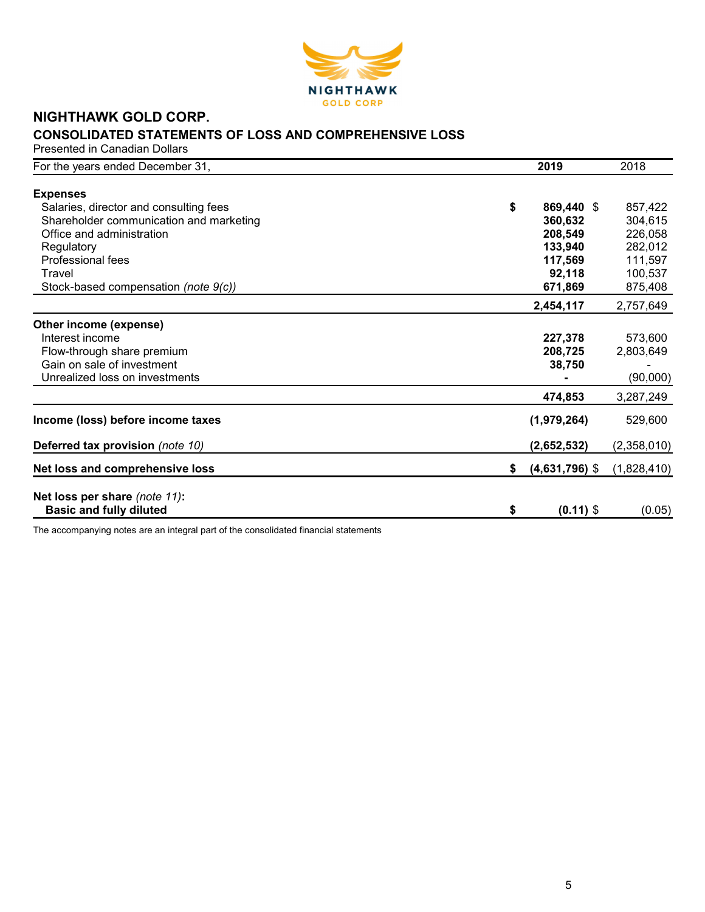# NIGHTHAWK GOLD CORP.

## CONSOLIDATED STATEMENTS OF LOSS AND COMPREHENSIVE LOSS

Presented in Canadian Dollars

| For the years ended December 31, | 2019 | 2018 |
|---|---|---|
| **Expenses** | | |
| Salaries, director and consulting fees | **$ 869,440** | $ 857,422 |
| Shareholder communication and marketing | **360,632** | 304,615 |
| Office and administration | **208,549** | 226,058 |
| Regulatory | **133,940** | 282,012 |
| Professional fees | **117,569** | 111,597 |
| Travel | **92,118** | 100,537 |
| Stock-based compensation *(note 9(c))* | **671,869** | 875,408 |
| | **2,454,117** | 2,757,649 |
| **Other income (expense)** | | |
| Interest income | **227,378** | 573,600 |
| Flow-through share premium | **208,725** | 2,803,649 |
| Gain on sale of investment | **38,750** | - |
| Unrealized loss on investments | **-** | (90,000) |
| | **474,853** | 3,287,249 |
| **Income (loss) before income taxes** | **(1,979,264)** | 529,600 |
| **Deferred tax provision** *(note 10)* | **(2,652,532)** | (2,358,010) |
| **Net loss and comprehensive loss** | **$ (4,631,796)** | $ (1,828,410) |
| **Net loss per share** *(note 11)*: | | |
| **Basic and fully diluted** | **$ (0.11)** | $ (0.05) |

The accompanying notes are an integral part of the consolidated financial statements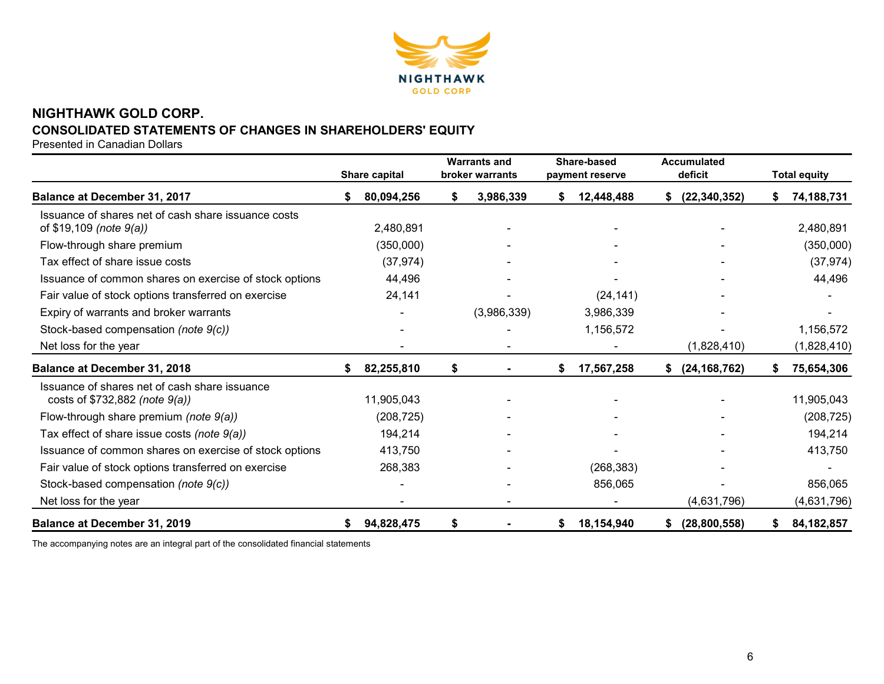# NIGHTHAWK GOLD CORP.

## CONSOLIDATED STATEMENTS OF CHANGES IN SHAREHOLDERS' EQUITY

Presented in Canadian Dollars

| | Share capital | Warrants and broker warrants | Share-based payment reserve | Accumulated deficit | Total equity |
|---|---|---|---|---|---|
| **Balance at December 31, 2017** | **$ 80,094,256** | **$ 3,986,339** | **$ 12,448,488** | **$ (22,340,352)** | **$ 74,188,731** |
| Issuance of shares net of cash share issuance costs of $19,109 *(note 9(a))* | 2,480,891 | - | - | - | 2,480,891 |
| Flow-through share premium | (350,000) | - | - | - | (350,000) |
| Tax effect of share issue costs | (37,974) | - | - | - | (37,974) |
| Issuance of common shares on exercise of stock options | 44,496 | - | - | - | 44,496 |
| Fair value of stock options transferred on exercise | 24,141 | - | (24,141) | - | - |
| Expiry of warrants and broker warrants | - | (3,986,339) | 3,986,339 | - | - |
| Stock-based compensation *(note 9(c))* | - | - | 1,156,572 | - | 1,156,572 |
| Net loss for the year | - | - | - | (1,828,410) | (1,828,410) |
| **Balance at December 31, 2018** | **$ 82,255,810** | **$ -** | **$ 17,567,258** | **$ (24,168,762)** | **$ 75,654,306** |
| Issuance of shares net of cash share issuance costs of $732,882 *(note 9(a))* | 11,905,043 | - | - | - | 11,905,043 |
| Flow-through share premium *(note 9(a))* | (208,725) | - | - | - | (208,725) |
| Tax effect of share issue costs *(note 9(a))* | 194,214 | - | - | - | 194,214 |
| Issuance of common shares on exercise of stock options | 413,750 | - | - | - | 413,750 |
| Fair value of stock options transferred on exercise | 268,383 | - | (268,383) | - | - |
| Stock-based compensation *(note 9(c))* | - | - | 856,065 | - | 856,065 |
| Net loss for the year | - | - | - | (4,631,796) | (4,631,796) |
| **Balance at December 31, 2019** | **$ 94,828,475** | **$ -** | **$ 18,154,940** | **$ (28,800,558)** | **$ 84,182,857** |

The accompanying notes are an integral part of the consolidated financial statements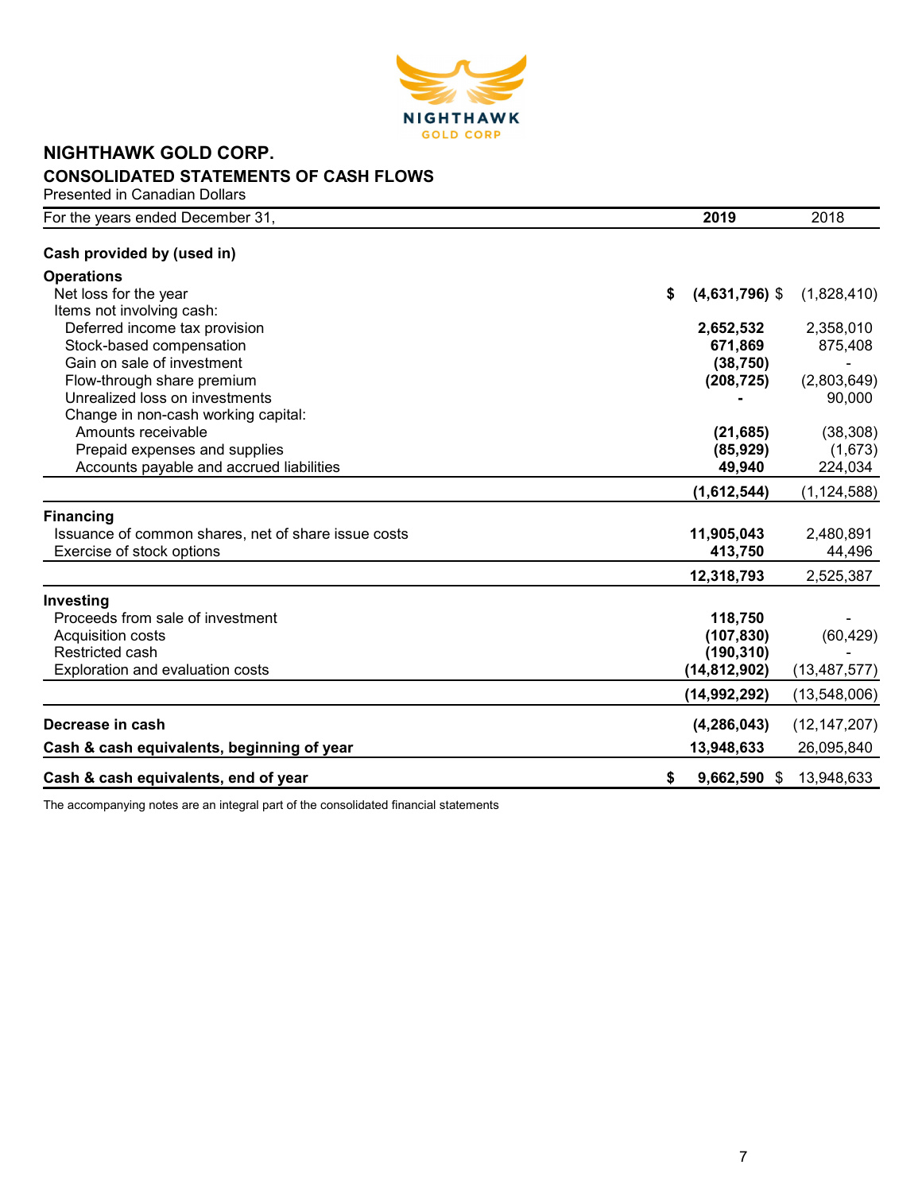# NIGHTHAWK GOLD CORP.

## CONSOLIDATED STATEMENTS OF CASH FLOWS

Presented in Canadian Dollars

| For the years ended December 31, | 2019 | 2018 |
|---|---|---|
| **Cash provided by (used in)** | | |
| **Operations** | | |
| Net loss for the year | **$ (4,631,796)** | $ (1,828,410) |
| Items not involving cash: | | |
| Deferred income tax provision | **2,652,532** | 2,358,010 |
| Stock-based compensation | **671,869** | 875,408 |
| Gain on sale of investment | **(38,750)** | - |
| Flow-through share premium | **(208,725)** | (2,803,649) |
| Unrealized loss on investments | **-** | 90,000 |
| Change in non-cash working capital: | | |
| Amounts receivable | **(21,685)** | (38,308) |
| Prepaid expenses and supplies | **(85,929)** | (1,673) |
| Accounts payable and accrued liabilities | **49,940** | 224,034 |
| | **(1,612,544)** | (1,124,588) |
| **Financing** | | |
| Issuance of common shares, net of share issue costs | **11,905,043** | 2,480,891 |
| Exercise of stock options | **413,750** | 44,496 |
| | **12,318,793** | 2,525,387 |
| **Investing** | | |
| Proceeds from sale of investment | **118,750** | - |
| Acquisition costs | **(107,830)** | (60,429) |
| Restricted cash | **(190,310)** | - |
| Exploration and evaluation costs | **(14,812,902)** | (13,487,577) |
| | **(14,992,292)** | (13,548,006) |
| **Decrease in cash** | **(4,286,043)** | (12,147,207) |
| **Cash & cash equivalents, beginning of year** | **13,948,633** | 26,095,840 |
| **Cash & cash equivalents, end of year** | **$ 9,662,590** | $ 13,948,633 |

The accompanying notes are an integral part of the consolidated financial statements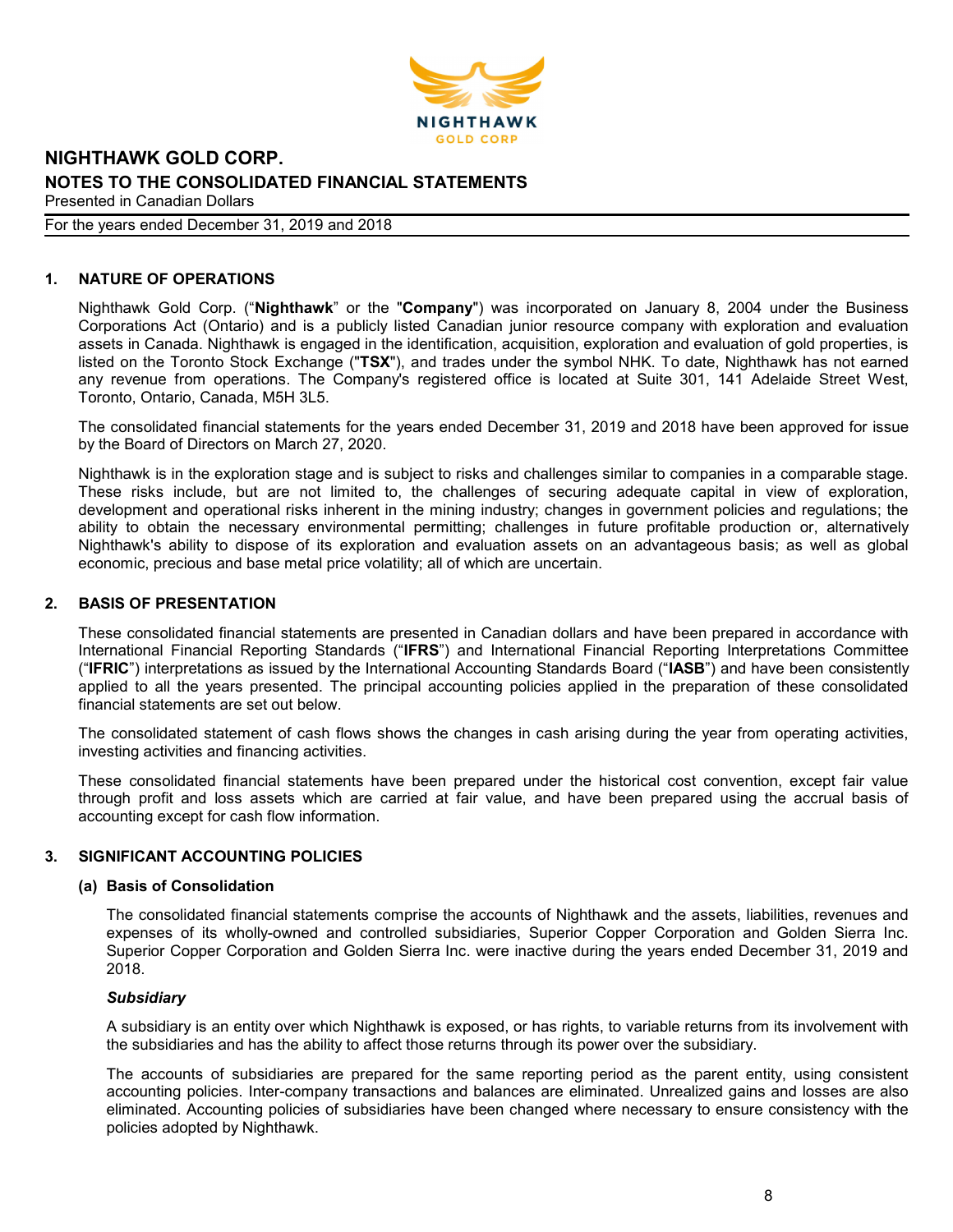## 1. NATURE OF OPERATIONS

Nighthawk Gold Corp. ("**Nighthawk**" or the "**Company**") was incorporated on January 8, 2004 under the Business Corporations Act (Ontario) and is a publicly listed Canadian junior resource company with exploration and evaluation assets in Canada. Nighthawk is engaged in the identification, acquisition, exploration and evaluation of gold properties, is listed on the Toronto Stock Exchange ("**TSX**"), and trades under the symbol NHK. To date, Nighthawk has not earned any revenue from operations. The Company's registered office is located at Suite 301, 141 Adelaide Street West, Toronto, Ontario, Canada, M5H 3L5.

The consolidated financial statements for the years ended December 31, 2019 and 2018 have been approved for issue by the Board of Directors on March 27, 2020.

Nighthawk is in the exploration stage and is subject to risks and challenges similar to companies in a comparable stage. These risks include, but are not limited to, the challenges of securing adequate capital in view of exploration, development and operational risks inherent in the mining industry; changes in government policies and regulations; the ability to obtain the necessary environmental permitting; challenges in future profitable production or, alternatively Nighthawk's ability to dispose of its exploration and evaluation assets on an advantageous basis; as well as global economic, precious and base metal price volatility; all of which are uncertain.

## 2. BASIS OF PRESENTATION

These consolidated financial statements are presented in Canadian dollars and have been prepared in accordance with International Financial Reporting Standards ("**IFRS**") and International Financial Reporting Interpretations Committee ("**IFRIC**") interpretations as issued by the International Accounting Standards Board ("**IASB**") and have been consistently applied to all the years presented. The principal accounting policies applied in the preparation of these consolidated financial statements are set out below.

The consolidated statement of cash flows shows the changes in cash arising during the year from operating activities, investing activities and financing activities.

These consolidated financial statements have been prepared under the historical cost convention, except fair value through profit and loss assets which are carried at fair value, and have been prepared using the accrual basis of accounting except for cash flow information.

## 3. SIGNIFICANT ACCOUNTING POLICIES

### (a) Basis of Consolidation

The consolidated financial statements comprise the accounts of Nighthawk and the assets, liabilities, revenues and expenses of its wholly-owned and controlled subsidiaries, Superior Copper Corporation and Golden Sierra Inc. Superior Copper Corporation and Golden Sierra Inc. were inactive during the years ended December 31, 2019 and 2018.

***Subsidiary***

A subsidiary is an entity over which Nighthawk is exposed, or has rights, to variable returns from its involvement with the subsidiaries and has the ability to affect those returns through its power over the subsidiary.

The accounts of subsidiaries are prepared for the same reporting period as the parent entity, using consistent accounting policies. Inter-company transactions and balances are eliminated. Unrealized gains and losses are also eliminated. Accounting policies of subsidiaries have been changed where necessary to ensure consistency with the policies adopted by Nighthawk.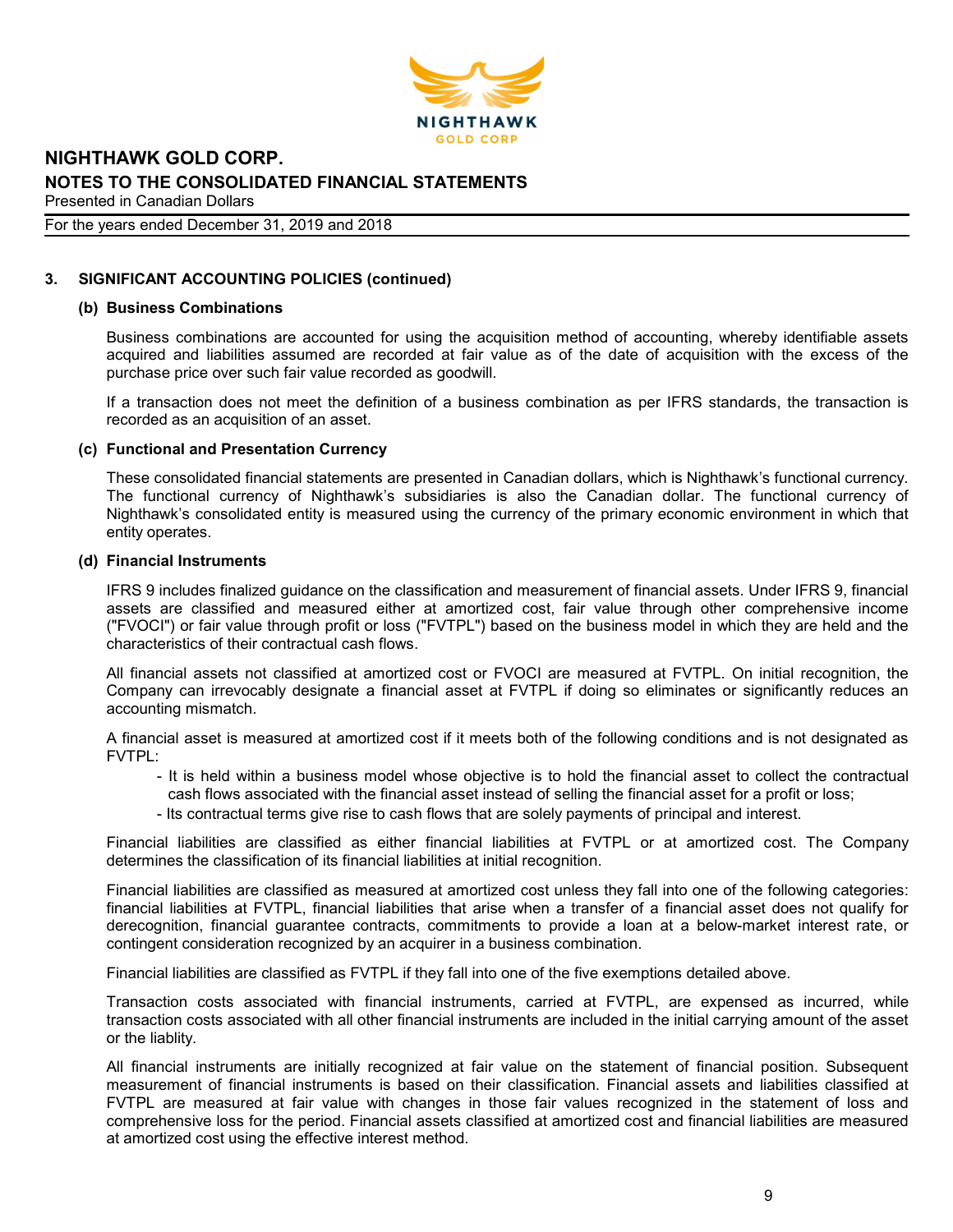### 3. SIGNIFICANT ACCOUNTING POLICIES (continued)

#### (b) Business Combinations

Business combinations are accounted for using the acquisition method of accounting, whereby identifiable assets acquired and liabilities assumed are recorded at fair value as of the date of acquisition with the excess of the purchase price over such fair value recorded as goodwill.

If a transaction does not meet the definition of a business combination as per IFRS standards, the transaction is recorded as an acquisition of an asset.

#### (c) Functional and Presentation Currency

These consolidated financial statements are presented in Canadian dollars, which is Nighthawk's functional currency. The functional currency of Nighthawk's subsidiaries is also the Canadian dollar. The functional currency of Nighthawk's consolidated entity is measured using the currency of the primary economic environment in which that entity operates.

#### (d) Financial Instruments

IFRS 9 includes finalized guidance on the classification and measurement of financial assets. Under IFRS 9, financial assets are classified and measured either at amortized cost, fair value through other comprehensive income ("FVOCI") or fair value through profit or loss ("FVTPL") based on the business model in which they are held and the characteristics of their contractual cash flows.

All financial assets not classified at amortized cost or FVOCI are measured at FVTPL. On initial recognition, the Company can irrevocably designate a financial asset at FVTPL if doing so eliminates or significantly reduces an accounting mismatch.

A financial asset is measured at amortized cost if it meets both of the following conditions and is not designated as FVTPL:

- It is held within a business model whose objective is to hold the financial asset to collect the contractual cash flows associated with the financial asset instead of selling the financial asset for a profit or loss;
- Its contractual terms give rise to cash flows that are solely payments of principal and interest.

Financial liabilities are classified as either financial liabilities at FVTPL or at amortized cost. The Company determines the classification of its financial liabilities at initial recognition.

Financial liabilities are classified as measured at amortized cost unless they fall into one of the following categories: financial liabilities at FVTPL, financial liabilities that arise when a transfer of a financial asset does not qualify for derecognition, financial guarantee contracts, commitments to provide a loan at a below-market interest rate, or contingent consideration recognized by an acquirer in a business combination.

Financial liabilities are classified as FVTPL if they fall into one of the five exemptions detailed above.

Transaction costs associated with financial instruments, carried at FVTPL, are expensed as incurred, while transaction costs associated with all other financial instruments are included in the initial carrying amount of the asset or the liablity.

All financial instruments are initially recognized at fair value on the statement of financial position. Subsequent measurement of financial instruments is based on their classification. Financial assets and liabilities classified at FVTPL are measured at fair value with changes in those fair values recognized in the statement of loss and comprehensive loss for the period. Financial assets classified at amortized cost and financial liabilities are measured at amortized cost using the effective interest method.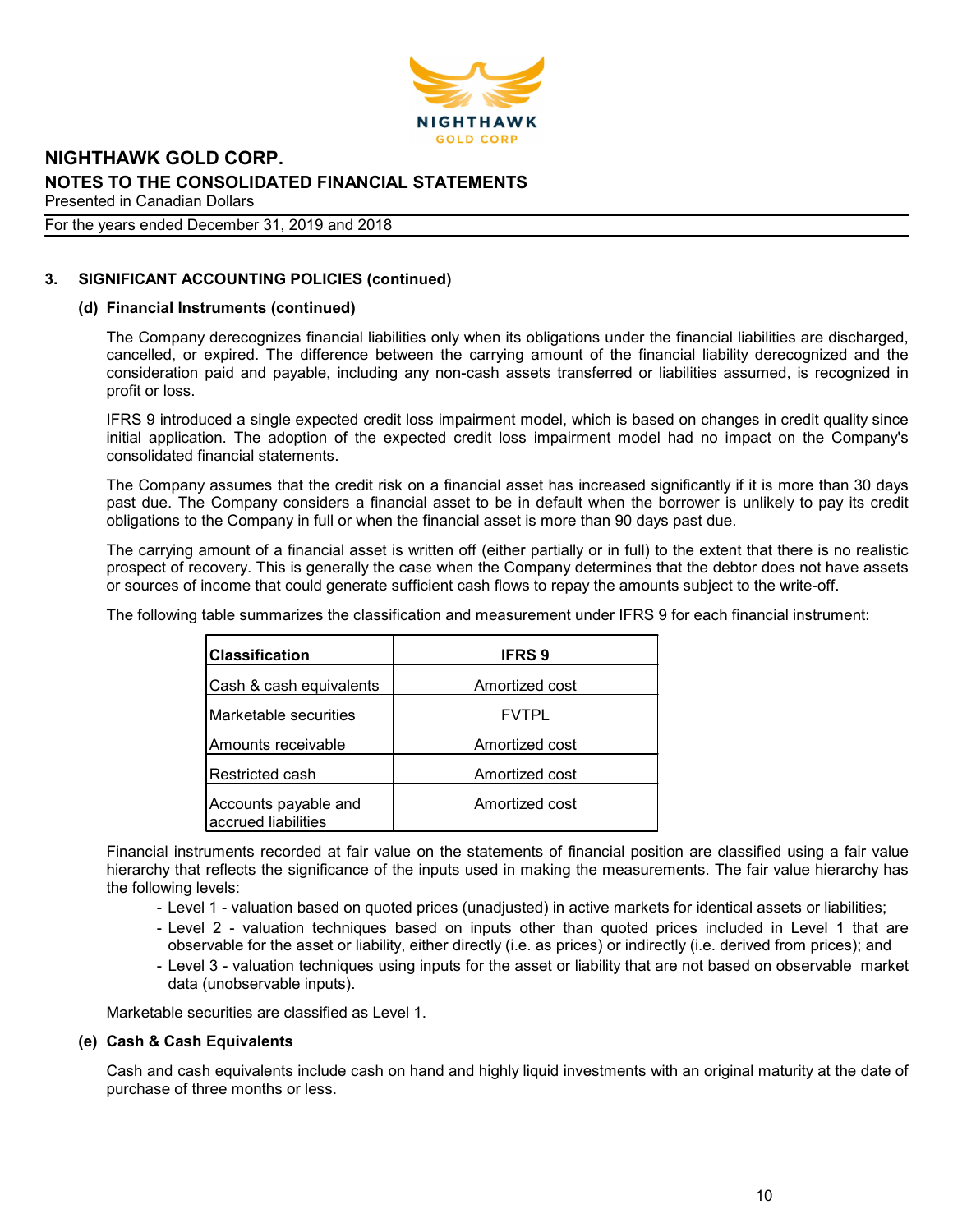## 3. SIGNIFICANT ACCOUNTING POLICIES (continued)

### (d) Financial Instruments (continued)

The Company derecognizes financial liabilities only when its obligations under the financial liabilities are discharged, cancelled, or expired. The difference between the carrying amount of the financial liability derecognized and the consideration paid and payable, including any non-cash assets transferred or liabilities assumed, is recognized in profit or loss.

IFRS 9 introduced a single expected credit loss impairment model, which is based on changes in credit quality since initial application. The adoption of the expected credit loss impairment model had no impact on the Company's consolidated financial statements.

The Company assumes that the credit risk on a financial asset has increased significantly if it is more than 30 days past due. The Company considers a financial asset to be in default when the borrower is unlikely to pay its credit obligations to the Company in full or when the financial asset is more than 90 days past due.

The carrying amount of a financial asset is written off (either partially or in full) to the extent that there is no realistic prospect of recovery. This is generally the case when the Company determines that the debtor does not have assets or sources of income that could generate sufficient cash flows to repay the amounts subject to the write-off.

The following table summarizes the classification and measurement under IFRS 9 for each financial instrument:

| Classification | IFRS 9 |
|---|---|
| Cash & cash equivalents | Amortized cost |
| Marketable securities | FVTPL |
| Amounts receivable | Amortized cost |
| Restricted cash | Amortized cost |
| Accounts payable and accrued liabilities | Amortized cost |

Financial instruments recorded at fair value on the statements of financial position are classified using a fair value hierarchy that reflects the significance of the inputs used in making the measurements. The fair value hierarchy has the following levels:

- Level 1 - valuation based on quoted prices (unadjusted) in active markets for identical assets or liabilities;
- Level 2 - valuation techniques based on inputs other than quoted prices included in Level 1 that are observable for the asset or liability, either directly (i.e. as prices) or indirectly (i.e. derived from prices); and
- Level 3 - valuation techniques using inputs for the asset or liability that are not based on observable market data (unobservable inputs).

Marketable securities are classified as Level 1.

### (e) Cash & Cash Equivalents

Cash and cash equivalents include cash on hand and highly liquid investments with an original maturity at the date of purchase of three months or less.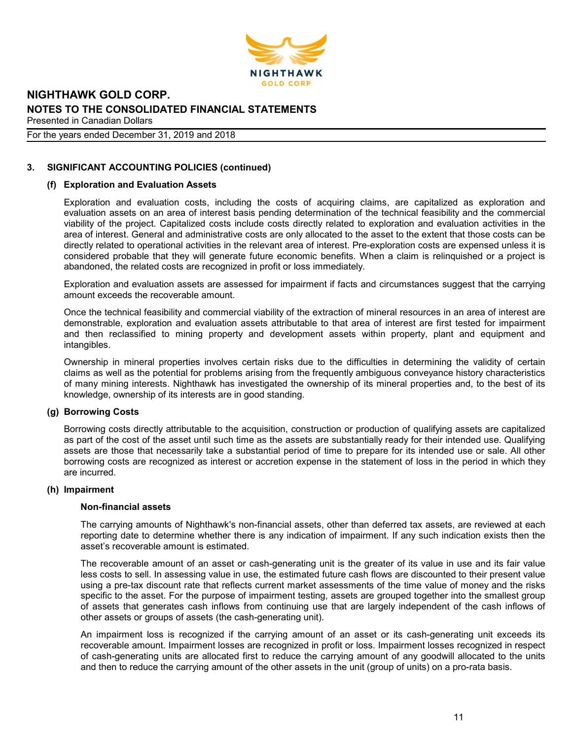## 3. SIGNIFICANT ACCOUNTING POLICIES (continued)

### (f) Exploration and Evaluation Assets

Exploration and evaluation costs, including the costs of acquiring claims, are capitalized as exploration and evaluation assets on an area of interest basis pending determination of the technical feasibility and the commercial viability of the project. Capitalized costs include costs directly related to exploration and evaluation activities in the area of interest. General and administrative costs are only allocated to the asset to the extent that those costs can be directly related to operational activities in the relevant area of interest. Pre-exploration costs are expensed unless it is considered probable that they will generate future economic benefits. When a claim is relinquished or a project is abandoned, the related costs are recognized in profit or loss immediately.

Exploration and evaluation assets are assessed for impairment if facts and circumstances suggest that the carrying amount exceeds the recoverable amount.

Once the technical feasibility and commercial viability of the extraction of mineral resources in an area of interest are demonstrable, exploration and evaluation assets attributable to that area of interest are first tested for impairment and then reclassified to mining property and development assets within property, plant and equipment and intangibles.

Ownership in mineral properties involves certain risks due to the difficulties in determining the validity of certain claims as well as the potential for problems arising from the frequently ambiguous conveyance history characteristics of many mining interests. Nighthawk has investigated the ownership of its mineral properties and, to the best of its knowledge, ownership of its interests are in good standing.

### (g) Borrowing Costs

Borrowing costs directly attributable to the acquisition, construction or production of qualifying assets are capitalized as part of the cost of the asset until such time as the assets are substantially ready for their intended use. Qualifying assets are those that necessarily take a substantial period of time to prepare for its intended use or sale. All other borrowing costs are recognized as interest or accretion expense in the statement of loss in the period in which they are incurred.

### (h) Impairment

**Non-financial assets**

The carrying amounts of Nighthawk's non-financial assets, other than deferred tax assets, are reviewed at each reporting date to determine whether there is any indication of impairment. If any such indication exists then the asset's recoverable amount is estimated.

The recoverable amount of an asset or cash-generating unit is the greater of its value in use and its fair value less costs to sell. In assessing value in use, the estimated future cash flows are discounted to their present value using a pre-tax discount rate that reflects current market assessments of the time value of money and the risks specific to the asset. For the purpose of impairment testing, assets are grouped together into the smallest group of assets that generates cash inflows from continuing use that are largely independent of the cash inflows of other assets or groups of assets (the cash-generating unit).

An impairment loss is recognized if the carrying amount of an asset or its cash-generating unit exceeds its recoverable amount. Impairment losses are recognized in profit or loss. Impairment losses recognized in respect of cash-generating units are allocated first to reduce the carrying amount of any goodwill allocated to the units and then to reduce the carrying amount of the other assets in the unit (group of units) on a pro-rata basis.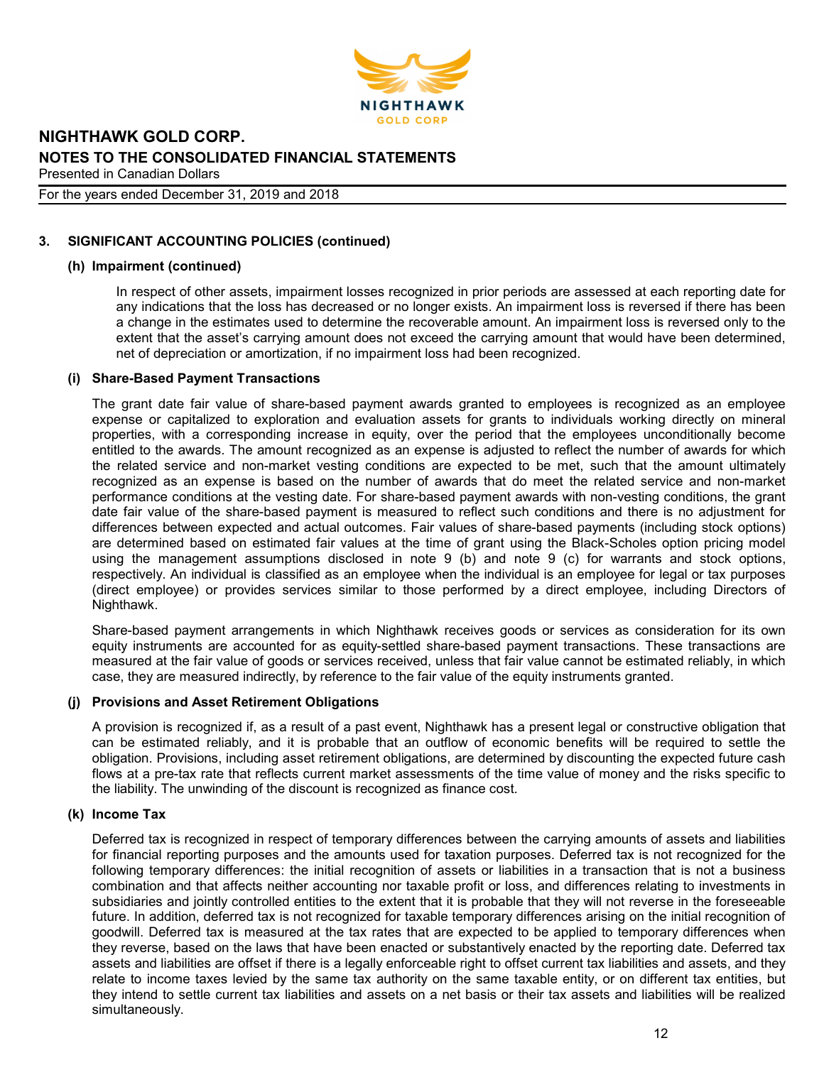## 3. SIGNIFICANT ACCOUNTING POLICIES (continued)

### (h) Impairment (continued)

In respect of other assets, impairment losses recognized in prior periods are assessed at each reporting date for any indications that the loss has decreased or no longer exists. An impairment loss is reversed if there has been a change in the estimates used to determine the recoverable amount. An impairment loss is reversed only to the extent that the asset's carrying amount does not exceed the carrying amount that would have been determined, net of depreciation or amortization, if no impairment loss had been recognized.

### (i) Share-Based Payment Transactions

The grant date fair value of share-based payment awards granted to employees is recognized as an employee expense or capitalized to exploration and evaluation assets for grants to individuals working directly on mineral properties, with a corresponding increase in equity, over the period that the employees unconditionally become entitled to the awards. The amount recognized as an expense is adjusted to reflect the number of awards for which the related service and non-market vesting conditions are expected to be met, such that the amount ultimately recognized as an expense is based on the number of awards that do meet the related service and non-market performance conditions at the vesting date. For share-based payment awards with non-vesting conditions, the grant date fair value of the share-based payment is measured to reflect such conditions and there is no adjustment for differences between expected and actual outcomes. Fair values of share-based payments (including stock options) are determined based on estimated fair values at the time of grant using the Black-Scholes option pricing model using the management assumptions disclosed in note 9 (b) and note 9 (c) for warrants and stock options, respectively. An individual is classified as an employee when the individual is an employee for legal or tax purposes (direct employee) or provides services similar to those performed by a direct employee, including Directors of Nighthawk.

Share-based payment arrangements in which Nighthawk receives goods or services as consideration for its own equity instruments are accounted for as equity-settled share-based payment transactions. These transactions are measured at the fair value of goods or services received, unless that fair value cannot be estimated reliably, in which case, they are measured indirectly, by reference to the fair value of the equity instruments granted.

### (j) Provisions and Asset Retirement Obligations

A provision is recognized if, as a result of a past event, Nighthawk has a present legal or constructive obligation that can be estimated reliably, and it is probable that an outflow of economic benefits will be required to settle the obligation. Provisions, including asset retirement obligations, are determined by discounting the expected future cash flows at a pre-tax rate that reflects current market assessments of the time value of money and the risks specific to the liability. The unwinding of the discount is recognized as finance cost.

### (k) Income Tax

Deferred tax is recognized in respect of temporary differences between the carrying amounts of assets and liabilities for financial reporting purposes and the amounts used for taxation purposes. Deferred tax is not recognized for the following temporary differences: the initial recognition of assets or liabilities in a transaction that is not a business combination and that affects neither accounting nor taxable profit or loss, and differences relating to investments in subsidiaries and jointly controlled entities to the extent that it is probable that they will not reverse in the foreseeable future. In addition, deferred tax is not recognized for taxable temporary differences arising on the initial recognition of goodwill. Deferred tax is measured at the tax rates that are expected to be applied to temporary differences when they reverse, based on the laws that have been enacted or substantively enacted by the reporting date. Deferred tax assets and liabilities are offset if there is a legally enforceable right to offset current tax liabilities and assets, and they relate to income taxes levied by the same tax authority on the same taxable entity, or on different tax entities, but they intend to settle current tax liabilities and assets on a net basis or their tax assets and liabilities will be realized simultaneously.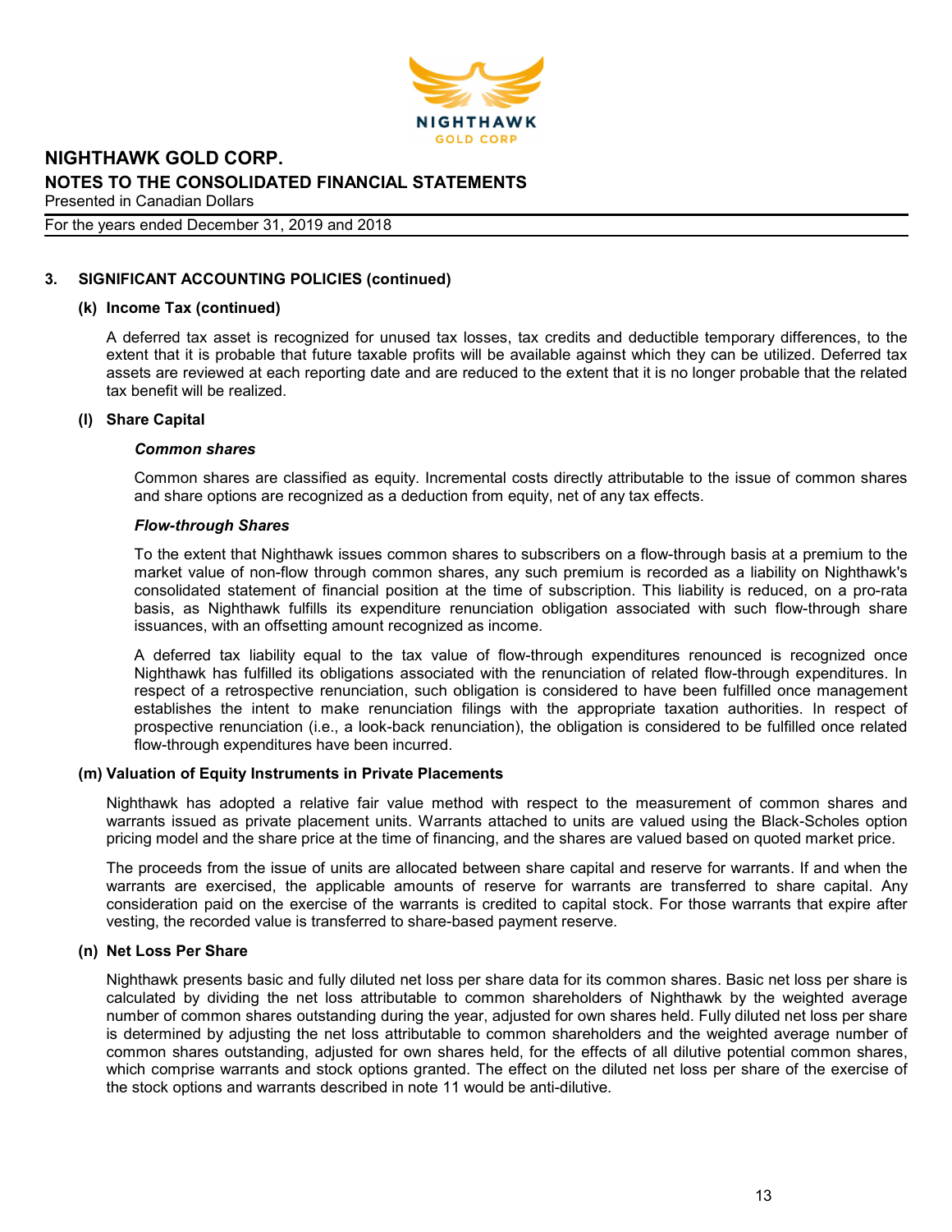## 3. SIGNIFICANT ACCOUNTING POLICIES (continued)

### (k) Income Tax (continued)

A deferred tax asset is recognized for unused tax losses, tax credits and deductible temporary differences, to the extent that it is probable that future taxable profits will be available against which they can be utilized. Deferred tax assets are reviewed at each reporting date and are reduced to the extent that it is no longer probable that the related tax benefit will be realized.

### (l) Share Capital

***Common shares***

Common shares are classified as equity. Incremental costs directly attributable to the issue of common shares and share options are recognized as a deduction from equity, net of any tax effects.

***Flow-through Shares***

To the extent that Nighthawk issues common shares to subscribers on a flow-through basis at a premium to the market value of non-flow through common shares, any such premium is recorded as a liability on Nighthawk's consolidated statement of financial position at the time of subscription. This liability is reduced, on a pro-rata basis, as Nighthawk fulfills its expenditure renunciation obligation associated with such flow-through share issuances, with an offsetting amount recognized as income.

A deferred tax liability equal to the tax value of flow-through expenditures renounced is recognized once Nighthawk has fulfilled its obligations associated with the renunciation of related flow-through expenditures. In respect of a retrospective renunciation, such obligation is considered to have been fulfilled once management establishes the intent to make renunciation filings with the appropriate taxation authorities. In respect of prospective renunciation (i.e., a look-back renunciation), the obligation is considered to be fulfilled once related flow-through expenditures have been incurred.

### (m) Valuation of Equity Instruments in Private Placements

Nighthawk has adopted a relative fair value method with respect to the measurement of common shares and warrants issued as private placement units. Warrants attached to units are valued using the Black-Scholes option pricing model and the share price at the time of financing, and the shares are valued based on quoted market price.

The proceeds from the issue of units are allocated between share capital and reserve for warrants. If and when the warrants are exercised, the applicable amounts of reserve for warrants are transferred to share capital. Any consideration paid on the exercise of the warrants is credited to capital stock. For those warrants that expire after vesting, the recorded value is transferred to share-based payment reserve.

### (n) Net Loss Per Share

Nighthawk presents basic and fully diluted net loss per share data for its common shares. Basic net loss per share is calculated by dividing the net loss attributable to common shareholders of Nighthawk by the weighted average number of common shares outstanding during the year, adjusted for own shares held. Fully diluted net loss per share is determined by adjusting the net loss attributable to common shareholders and the weighted average number of common shares outstanding, adjusted for own shares held, for the effects of all dilutive potential common shares, which comprise warrants and stock options granted. The effect on the diluted net loss per share of the exercise of the stock options and warrants described in note 11 would be anti-dilutive.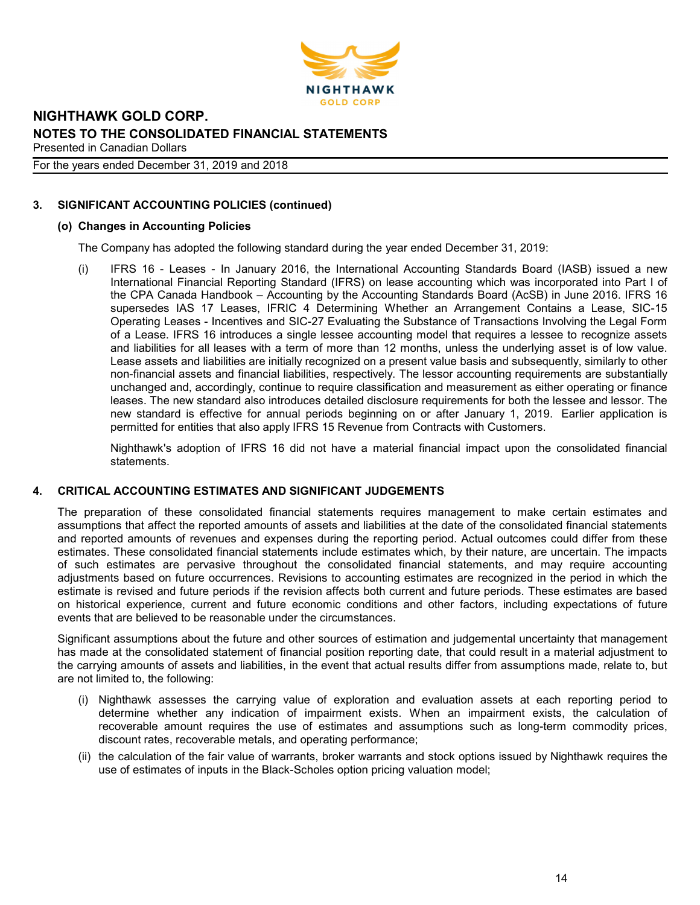## 3. SIGNIFICANT ACCOUNTING POLICIES (continued)

### (o) Changes in Accounting Policies

The Company has adopted the following standard during the year ended December 31, 2019:

(i) IFRS 16 - Leases - In January 2016, the International Accounting Standards Board (IASB) issued a new International Financial Reporting Standard (IFRS) on lease accounting which was incorporated into Part I of the CPA Canada Handbook – Accounting by the Accounting Standards Board (AcSB) in June 2016. IFRS 16 supersedes IAS 17 Leases, IFRIC 4 Determining Whether an Arrangement Contains a Lease, SIC-15 Operating Leases - Incentives and SIC-27 Evaluating the Substance of Transactions Involving the Legal Form of a Lease. IFRS 16 introduces a single lessee accounting model that requires a lessee to recognize assets and liabilities for all leases with a term of more than 12 months, unless the underlying asset is of low value. Lease assets and liabilities are initially recognized on a present value basis and subsequently, similarly to other non-financial assets and financial liabilities, respectively. The lessor accounting requirements are substantially unchanged and, accordingly, continue to require classification and measurement as either operating or finance leases. The new standard also introduces detailed disclosure requirements for both the lessee and lessor. The new standard is effective for annual periods beginning on or after January 1, 2019. Earlier application is permitted for entities that also apply IFRS 15 Revenue from Contracts with Customers.

    Nighthawk's adoption of IFRS 16 did not have a material financial impact upon the consolidated financial statements.

## 4. CRITICAL ACCOUNTING ESTIMATES AND SIGNIFICANT JUDGEMENTS

The preparation of these consolidated financial statements requires management to make certain estimates and assumptions that affect the reported amounts of assets and liabilities at the date of the consolidated financial statements and reported amounts of revenues and expenses during the reporting period. Actual outcomes could differ from these estimates. These consolidated financial statements include estimates which, by their nature, are uncertain. The impacts of such estimates are pervasive throughout the consolidated financial statements, and may require accounting adjustments based on future occurrences. Revisions to accounting estimates are recognized in the period in which the estimate is revised and future periods if the revision affects both current and future periods. These estimates are based on historical experience, current and future economic conditions and other factors, including expectations of future events that are believed to be reasonable under the circumstances.

Significant assumptions about the future and other sources of estimation and judgemental uncertainty that management has made at the consolidated statement of financial position reporting date, that could result in a material adjustment to the carrying amounts of assets and liabilities, in the event that actual results differ from assumptions made, relate to, but are not limited to, the following:

(i) Nighthawk assesses the carrying value of exploration and evaluation assets at each reporting period to determine whether any indication of impairment exists. When an impairment exists, the calculation of recoverable amount requires the use of estimates and assumptions such as long-term commodity prices, discount rates, recoverable metals, and operating performance;

(ii) the calculation of the fair value of warrants, broker warrants and stock options issued by Nighthawk requires the use of estimates of inputs in the Black-Scholes option pricing valuation model;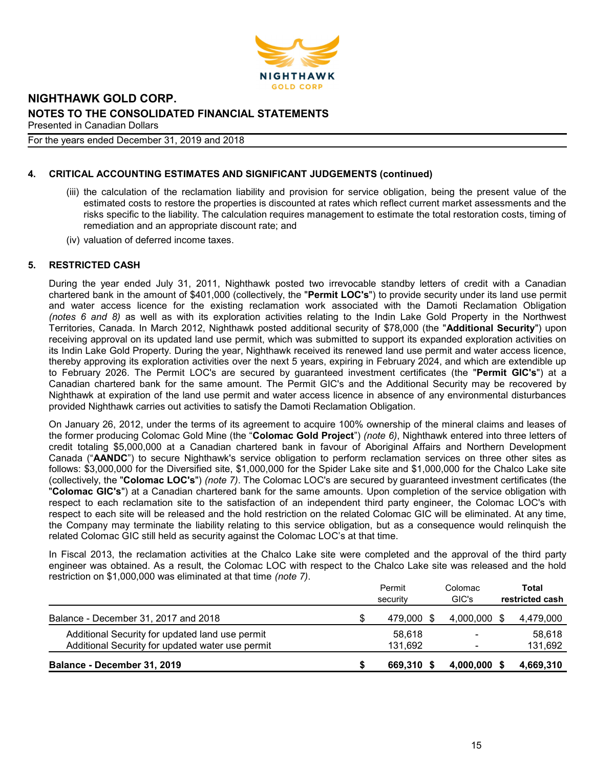## 4. CRITICAL ACCOUNTING ESTIMATES AND SIGNIFICANT JUDGEMENTS (continued)

(iii) the calculation of the reclamation liability and provision for service obligation, being the present value of the estimated costs to restore the properties is discounted at rates which reflect current market assessments and the risks specific to the liability. The calculation requires management to estimate the total restoration costs, timing of remediation and an appropriate discount rate; and

(iv) valuation of deferred income taxes.

## 5. RESTRICTED CASH

During the year ended July 31, 2011, Nighthawk posted two irrevocable standby letters of credit with a Canadian chartered bank in the amount of $401,000 (collectively, the "**Permit LOC's**") to provide security under its land use permit and water access licence for the existing reclamation work associated with the Damoti Reclamation Obligation *(notes 6 and 8)* as well as with its exploration activities relating to the Indin Lake Gold Property in the Northwest Territories, Canada. In March 2012, Nighthawk posted additional security of $78,000 (the "**Additional Security**") upon receiving approval on its updated land use permit, which was submitted to support its expanded exploration activities on its Indin Lake Gold Property. During the year, Nighthawk received its renewed land use permit and water access licence, thereby approving its exploration activities over the next 5 years, expiring in February 2024, and which are extendible up to February 2026. The Permit LOC's are secured by guaranteed investment certificates (the "**Permit GIC's**") at a Canadian chartered bank for the same amount. The Permit GIC's and the Additional Security may be recovered by Nighthawk at expiration of the land use permit and water access licence in absence of any environmental disturbances provided Nighthawk carries out activities to satisfy the Damoti Reclamation Obligation.

On January 26, 2012, under the terms of its agreement to acquire 100% ownership of the mineral claims and leases of the former producing Colomac Gold Mine (the "**Colomac Gold Project**") *(note 6)*, Nighthawk entered into three letters of credit totaling $5,000,000 at a Canadian chartered bank in favour of Aboriginal Affairs and Northern Development Canada ("**AANDC**") to secure Nighthawk's service obligation to perform reclamation services on three other sites as follows: $3,000,000 for the Diversified site, $1,000,000 for the Spider Lake site and $1,000,000 for the Chalco Lake site (collectively, the "**Colomac LOC's**") *(note 7)*. The Colomac LOC's are secured by guaranteed investment certificates (the "**Colomac GIC's**") at a Canadian chartered bank for the same amounts. Upon completion of the service obligation with respect to each reclamation site to the satisfaction of an independent third party engineer, the Colomac LOC's with respect to each site will be released and the hold restriction on the related Colomac GIC will be eliminated. At any time, the Company may terminate the liability relating to this service obligation, but as a consequence would relinquish the related Colomac GIC still held as security against the Colomac LOC's at that time.

In Fiscal 2013, the reclamation activities at the Chalco Lake site were completed and the approval of the third party engineer was obtained. As a result, the Colomac LOC with respect to the Chalco Lake site was released and the hold restriction on $1,000,000 was eliminated at that time *(note 7)*.

| | Permit security | Colomac GIC's | **Total restricted cash** |
|---|---|---|---|
| Balance - December 31, 2017 and 2018 | $ 479,000 | $ 4,000,000 | $ 4,479,000 |
| Additional Security for updated land use permit | 58,618 | - | 58,618 |
| Additional Security for updated water use permit | 131,692 | - | 131,692 |
| **Balance - December 31, 2019** | **$ 669,310** | **$ 4,000,000** | **$ 4,669,310** |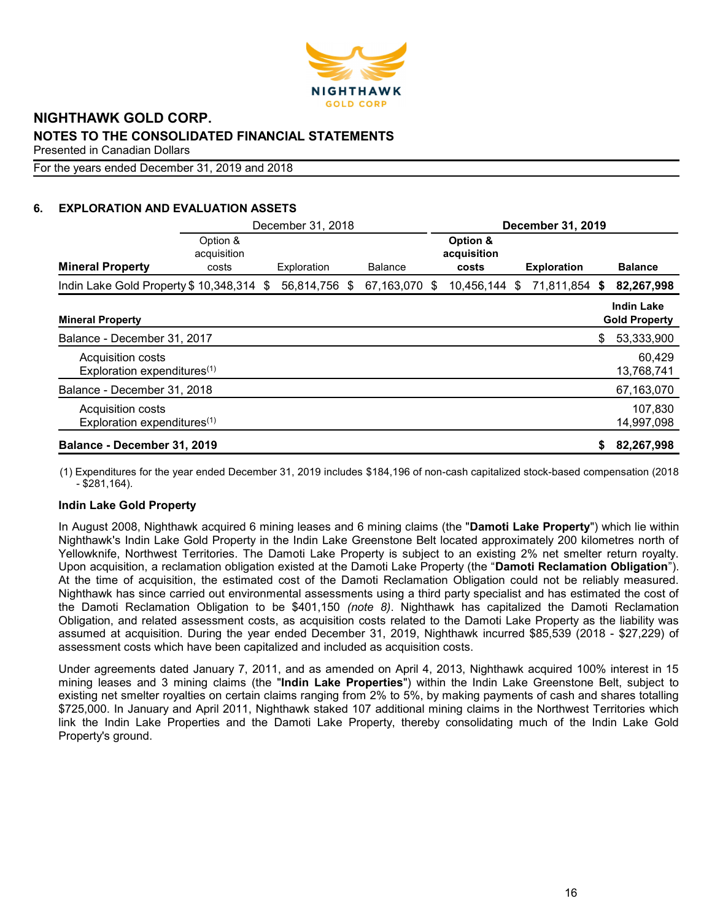NIGHTHAWK GOLD CORP.
NOTES TO THE CONSOLIDATED FINANCIAL STATEMENTS
Presented in Canadian Dollars
For the years ended December 31, 2019 and 2018

## 6. EXPLORATION AND EVALUATION ASSETS

| | December 31, 2018 | | | **December 31, 2019** | | |
|---|---|---|---|---|---|---|
| **Mineral Property** | Option & acquisition costs | Exploration | Balance | **Option & acquisition costs** | **Exploration** | **Balance** |
| Indin Lake Gold Property | $ 10,348,314 | $ 56,814,756 | $ 67,163,070 | $ 10,456,144 | $ 71,811,854 | **$ 82,267,998** |

| **Mineral Property** | **Indin Lake Gold Property** |
|---|---|
| Balance - December 31, 2017 | $ 53,333,900 |
| Acquisition costs | 60,429 |
| Exploration expenditures[(1)] | 13,768,741 |
| Balance - December 31, 2018 | 67,163,070 |
| Acquisition costs | 107,830 |
| Exploration expenditures[(1)] | 14,997,098 |
| **Balance - December 31, 2019** | **$ 82,267,998** |

(1) Expenditures for the year ended December 31, 2019 includes $184,196 of non-cash capitalized stock-based compensation (2018 - $281,164).

**Indin Lake Gold Property**

In August 2008, Nighthawk acquired 6 mining leases and 6 mining claims (the "**Damoti Lake Property**") which lie within Nighthawk's Indin Lake Gold Property in the Indin Lake Greenstone Belt located approximately 200 kilometres north of Yellowknife, Northwest Territories. The Damoti Lake Property is subject to an existing 2% net smelter return royalty. Upon acquisition, a reclamation obligation existed at the Damoti Lake Property (the "**Damoti Reclamation Obligation**"). At the time of acquisition, the estimated cost of the Damoti Reclamation Obligation could not be reliably measured. Nighthawk has since carried out environmental assessments using a third party specialist and has estimated the cost of the Damoti Reclamation Obligation to be $401,150 *(note 8)*. Nighthawk has capitalized the Damoti Reclamation Obligation, and related assessment costs, as acquisition costs related to the Damoti Lake Property as the liability was assumed at acquisition. During the year ended December 31, 2019, Nighthawk incurred $85,539 (2018 - $27,229) of assessment costs which have been capitalized and included as acquisition costs.

Under agreements dated January 7, 2011, and as amended on April 4, 2013, Nighthawk acquired 100% interest in 15 mining leases and 3 mining claims (the "**Indin Lake Properties**") within the Indin Lake Greenstone Belt, subject to existing net smelter royalties on certain claims ranging from 2% to 5%, by making payments of cash and shares totalling $725,000. In January and April 2011, Nighthawk staked 107 additional mining claims in the Northwest Territories which link the Indin Lake Properties and the Damoti Lake Property, thereby consolidating much of the Indin Lake Gold Property's ground.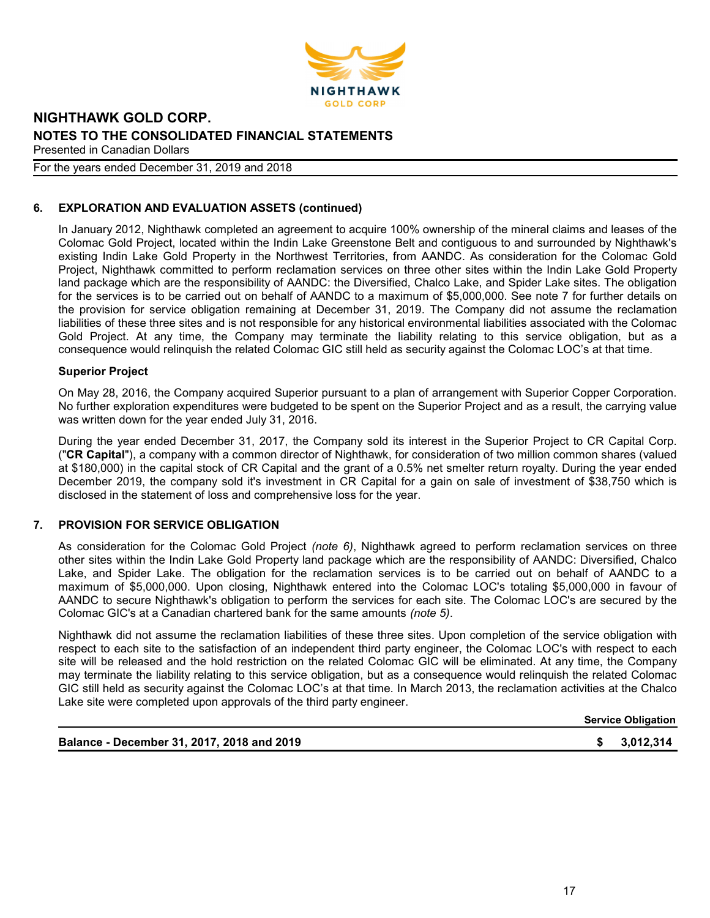## 6. EXPLORATION AND EVALUATION ASSETS (continued)

In January 2012, Nighthawk completed an agreement to acquire 100% ownership of the mineral claims and leases of the Colomac Gold Project, located within the Indin Lake Greenstone Belt and contiguous to and surrounded by Nighthawk's existing Indin Lake Gold Property in the Northwest Territories, from AANDC. As consideration for the Colomac Gold Project, Nighthawk committed to perform reclamation services on three other sites within the Indin Lake Gold Property land package which are the responsibility of AANDC: the Diversified, Chalco Lake, and Spider Lake sites. The obligation for the services is to be carried out on behalf of AANDC to a maximum of $5,000,000. See note 7 for further details on the provision for service obligation remaining at December 31, 2019. The Company did not assume the reclamation liabilities of these three sites and is not responsible for any historical environmental liabilities associated with the Colomac Gold Project. At any time, the Company may terminate the liability relating to this service obligation, but as a consequence would relinquish the related Colomac GIC still held as security against the Colomac LOC's at that time.

**Superior Project**

On May 28, 2016, the Company acquired Superior pursuant to a plan of arrangement with Superior Copper Corporation. No further exploration expenditures were budgeted to be spent on the Superior Project and as a result, the carrying value was written down for the year ended July 31, 2016.

During the year ended December 31, 2017, the Company sold its interest in the Superior Project to CR Capital Corp. ("**CR Capital**"), a company with a common director of Nighthawk, for consideration of two million common shares (valued at $180,000) in the capital stock of CR Capital and the grant of a 0.5% net smelter return royalty. During the year ended December 2019, the company sold it's investment in CR Capital for a gain on sale of investment of $38,750 which is disclosed in the statement of loss and comprehensive loss for the year.

## 7. PROVISION FOR SERVICE OBLIGATION

As consideration for the Colomac Gold Project *(note 6)*, Nighthawk agreed to perform reclamation services on three other sites within the Indin Lake Gold Property land package which are the responsibility of AANDC: Diversified, Chalco Lake, and Spider Lake. The obligation for the reclamation services is to be carried out on behalf of AANDC to a maximum of $5,000,000. Upon closing, Nighthawk entered into the Colomac LOC's totaling $5,000,000 in favour of AANDC to secure Nighthawk's obligation to perform the services for each site. The Colomac LOC's are secured by the Colomac GIC's at a Canadian chartered bank for the same amounts *(note 5)*.

Nighthawk did not assume the reclamation liabilities of these three sites. Upon completion of the service obligation with respect to each site to the satisfaction of an independent third party engineer, the Colomac LOC's with respect to each site will be released and the hold restriction on the related Colomac GIC will be eliminated. At any time, the Company may terminate the liability relating to this service obligation, but as a consequence would relinquish the related Colomac GIC still held as security against the Colomac LOC's at that time. In March 2013, the reclamation activities at the Chalco Lake site were completed upon approvals of the third party engineer.

| | Service Obligation |
|---|---|
| **Balance - December 31, 2017, 2018 and 2019** | **$ 3,012,314** |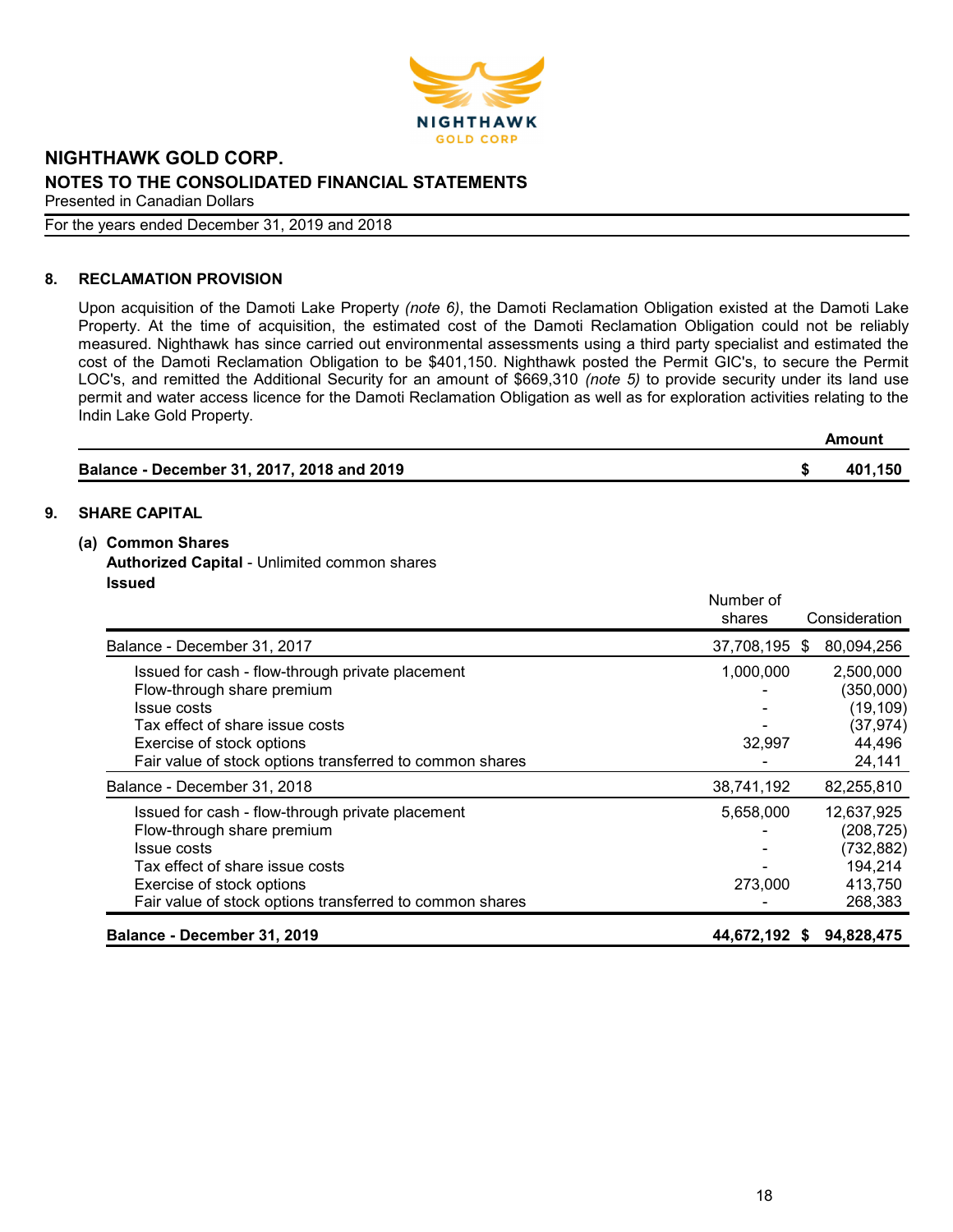## 8. RECLAMATION PROVISION

Upon acquisition of the Damoti Lake Property *(note 6)*, the Damoti Reclamation Obligation existed at the Damoti Lake Property. At the time of acquisition, the estimated cost of the Damoti Reclamation Obligation could not be reliably measured. Nighthawk has since carried out environmental assessments using a third party specialist and estimated the cost of the Damoti Reclamation Obligation to be $401,150. Nighthawk posted the Permit GIC's, to secure the Permit LOC's, and remitted the Additional Security for an amount of $669,310 *(note 5)* to provide security under its land use permit and water access licence for the Damoti Reclamation Obligation as well as for exploration activities relating to the Indin Lake Gold Property.

| | Amount |
|---|---|
| **Balance - December 31, 2017, 2018 and 2019** | **$ 401,150** |

## 9. SHARE CAPITAL

### (a) Common Shares

**Authorized Capital** - Unlimited common shares

**Issued**

| | Number of shares | Consideration |
|---|---|---|
| Balance - December 31, 2017 | 37,708,195 | $ 80,094,256 |
| Issued for cash - flow-through private placement | 1,000,000 | 2,500,000 |
| Flow-through share premium | - | (350,000) |
| Issue costs | - | (19,109) |
| Tax effect of share issue costs | - | (37,974) |
| Exercise of stock options | 32,997 | 44,496 |
| Fair value of stock options transferred to common shares | - | 24,141 |
| Balance - December 31, 2018 | 38,741,192 | 82,255,810 |
| Issued for cash - flow-through private placement | 5,658,000 | 12,637,925 |
| Flow-through share premium | - | (208,725) |
| Issue costs | - | (732,882) |
| Tax effect of share issue costs | - | 194,214 |
| Exercise of stock options | 273,000 | 413,750 |
| Fair value of stock options transferred to common shares | - | 268,383 |
| **Balance - December 31, 2019** | **44,672,192** | **$ 94,828,475** |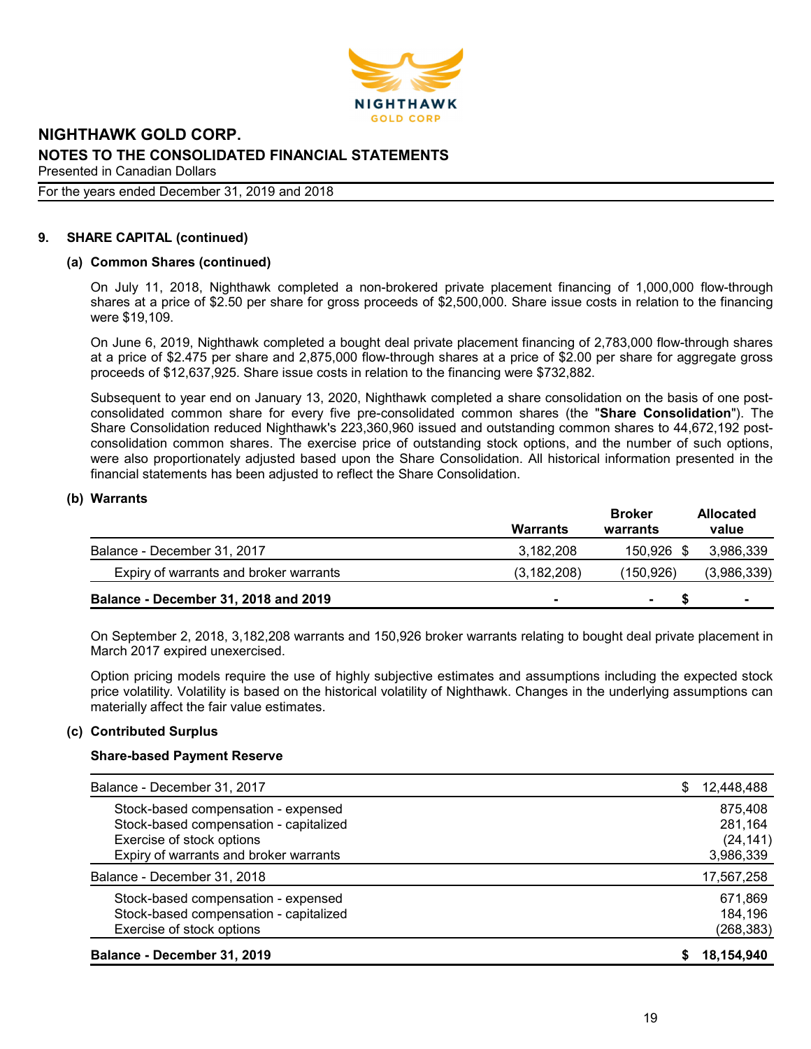**NIGHTHAWK GOLD CORP.**
**NOTES TO THE CONSOLIDATED FINANCIAL STATEMENTS**
Presented in Canadian Dollars
For the years ended December 31, 2019 and 2018

## 9. SHARE CAPITAL (continued)

### (a) Common Shares (continued)

On July 11, 2018, Nighthawk completed a non-brokered private placement financing of 1,000,000 flow-through shares at a price of $2.50 per share for gross proceeds of $2,500,000. Share issue costs in relation to the financing were $19,109.

On June 6, 2019, Nighthawk completed a bought deal private placement financing of 2,783,000 flow-through shares at a price of $2.475 per share and 2,875,000 flow-through shares at a price of $2.00 per share for aggregate gross proceeds of $12,637,925. Share issue costs in relation to the financing were $732,882.

Subsequent to year end on January 13, 2020, Nighthawk completed a share consolidation on the basis of one post-consolidated common share for every five pre-consolidated common shares (the "**Share Consolidation**"). The Share Consolidation reduced Nighthawk's 223,360,960 issued and outstanding common shares to 44,672,192 post-consolidation common shares. The exercise price of outstanding stock options, and the number of such options, were also proportionately adjusted based upon the Share Consolidation. All historical information presented in the financial statements has been adjusted to reflect the Share Consolidation.

### (b) Warrants

| | Warrants | Broker warrants | Allocated value |
|---|---|---|---|
| Balance - December 31, 2017 | 3,182,208 | 150,926 | $ 3,986,339 |
| Expiry of warrants and broker warrants | (3,182,208) | (150,926) | (3,986,339) |
| **Balance - December 31, 2018 and 2019** | - | - | $ - |

On September 2, 2018, 3,182,208 warrants and 150,926 broker warrants relating to bought deal private placement in March 2017 expired unexercised.

Option pricing models require the use of highly subjective estimates and assumptions including the expected stock price volatility. Volatility is based on the historical volatility of Nighthawk. Changes in the underlying assumptions can materially affect the fair value estimates.

### (c) Contributed Surplus

**Share-based Payment Reserve**

| | |
|---|---|
| Balance - December 31, 2017 | $ 12,448,488 |
| Stock-based compensation - expensed | 875,408 |
| Stock-based compensation - capitalized | 281,164 |
| Exercise of stock options | (24,141) |
| Expiry of warrants and broker warrants | 3,986,339 |
| Balance - December 31, 2018 | 17,567,258 |
| Stock-based compensation - expensed | 671,869 |
| Stock-based compensation - capitalized | 184,196 |
| Exercise of stock options | (268,383) |
| **Balance - December 31, 2019** | **$ 18,154,940** |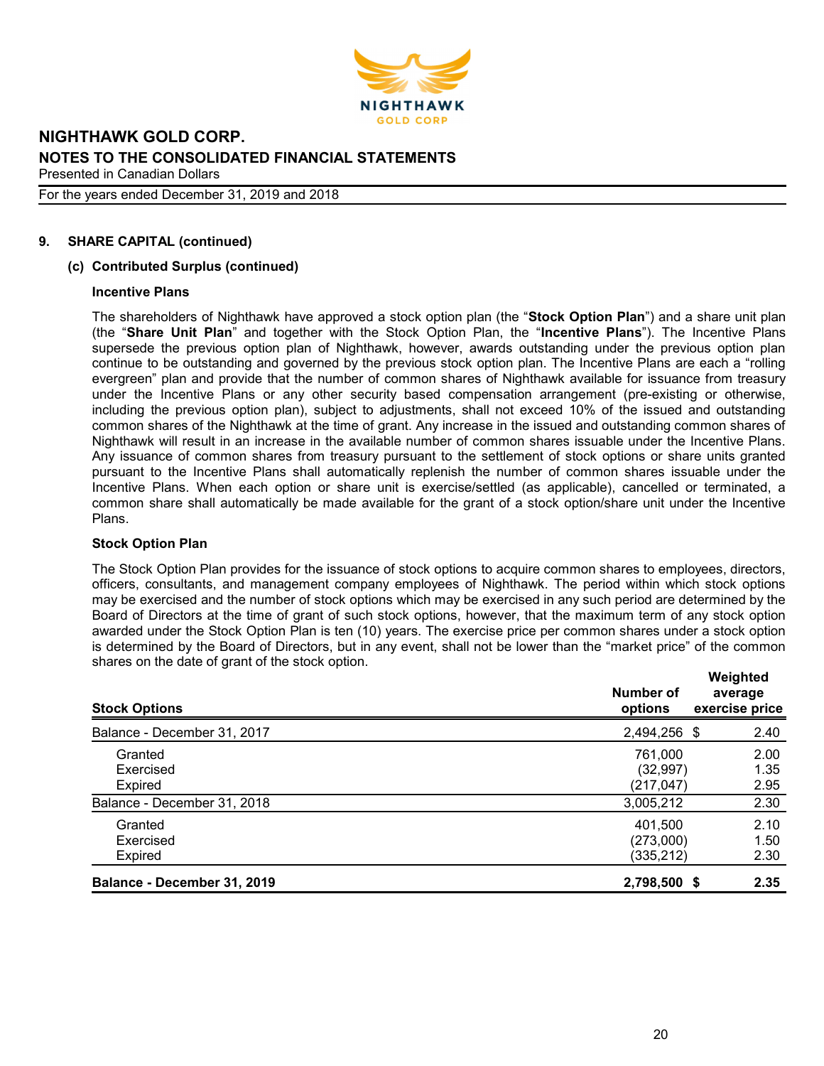## 9. SHARE CAPITAL (continued)

### (c) Contributed Surplus (continued)

**Incentive Plans**

The shareholders of Nighthawk have approved a stock option plan (the "**Stock Option Plan**") and a share unit plan (the "**Share Unit Plan**" and together with the Stock Option Plan, the "**Incentive Plans**"). The Incentive Plans supersede the previous option plan of Nighthawk, however, awards outstanding under the previous option plan continue to be outstanding and governed by the previous stock option plan. The Incentive Plans are each a "rolling evergreen" plan and provide that the number of common shares of Nighthawk available for issuance from treasury under the Incentive Plans or any other security based compensation arrangement (pre-existing or otherwise, including the previous option plan), subject to adjustments, shall not exceed 10% of the issued and outstanding common shares of the Nighthawk at the time of grant. Any increase in the issued and outstanding common shares of Nighthawk will result in an increase in the available number of common shares issuable under the Incentive Plans. Any issuance of common shares from treasury pursuant to the settlement of stock options or share units granted pursuant to the Incentive Plans shall automatically replenish the number of common shares issuable under the Incentive Plans. When each option or share unit is exercise/settled (as applicable), cancelled or terminated, a common share shall automatically be made available for the grant of a stock option/share unit under the Incentive Plans.

**Stock Option Plan**

The Stock Option Plan provides for the issuance of stock options to acquire common shares to employees, directors, officers, consultants, and management company employees of Nighthawk. The period within which stock options may be exercised and the number of stock options which may be exercised in any such period are determined by the Board of Directors at the time of grant of such stock options, however, that the maximum term of any stock option awarded under the Stock Option Plan is ten (10) years. The exercise price per common shares under a stock option is determined by the Board of Directors, but in any event, shall not be lower than the "market price" of the common shares on the date of grant of the stock option.

| **Stock Options** | **Number of options** | **Weighted average exercise price** |
|---|---|---|
| Balance - December 31, 2017 | 2,494,256 | $ 2.40 |
| Granted | 761,000 | 2.00 |
| Exercised | (32,997) | 1.35 |
| Expired | (217,047) | 2.95 |
| Balance - December 31, 2018 | 3,005,212 | 2.30 |
| Granted | 401,500 | 2.10 |
| Exercised | (273,000) | 1.50 |
| Expired | (335,212) | 2.30 |
| **Balance - December 31, 2019** | **2,798,500** | **$ 2.35** |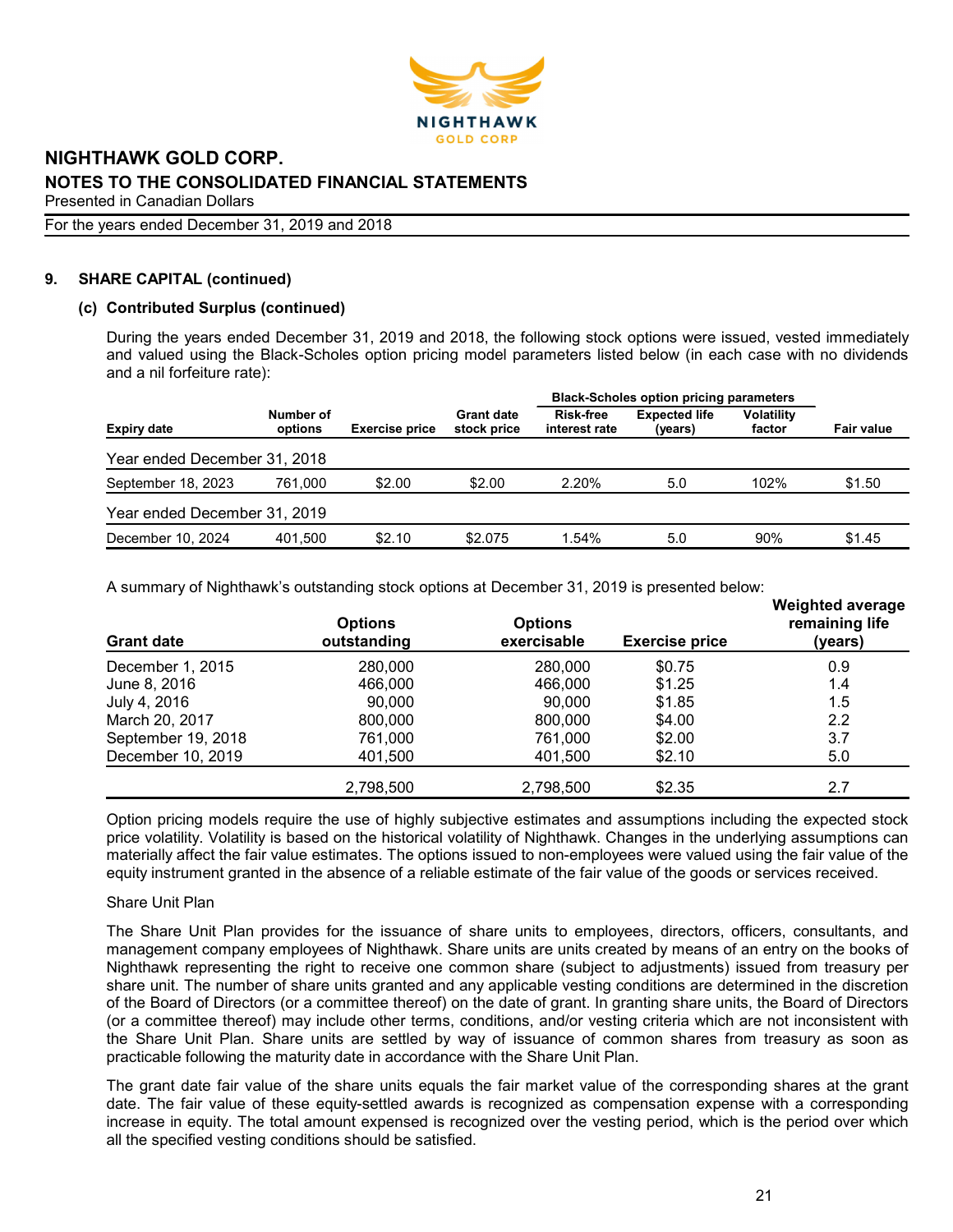## 9. SHARE CAPITAL (continued)

### (c) Contributed Surplus (continued)

During the years ended December 31, 2019 and 2018, the following stock options were issued, vested immediately and valued using the Black-Scholes option pricing model parameters listed below (in each case with no dividends and a nil forfeiture rate):

| | | | | Black-Scholes option pricing parameters | | | |
|---|---|---|---|---|---|---|---|
| Expiry date | Number of options | Exercise price | Grant date stock price | Risk-free interest rate | Expected life (years) | Volatility factor | Fair value |
| Year ended December 31, 2018 | | | | | | | |
| September 18, 2023 | 761,000 | $2.00 | $2.00 | 2.20% | 5.0 | 102% | $1.50 |
| Year ended December 31, 2019 | | | | | | | |
| December 10, 2024 | 401,500 | $2.10 | $2.075 | 1.54% | 5.0 | 90% | $1.45 |

A summary of Nighthawk's outstanding stock options at December 31, 2019 is presented below:

| Grant date | Options outstanding | Options exercisable | Exercise price | Weighted average remaining life (years) |
|---|---|---|---|---|
| December 1, 2015 | 280,000 | 280,000 | $0.75 | 0.9 |
| June 8, 2016 | 466,000 | 466,000 | $1.25 | 1.4 |
| July 4, 2016 | 90,000 | 90,000 | $1.85 | 1.5 |
| March 20, 2017 | 800,000 | 800,000 | $4.00 | 2.2 |
| September 19, 2018 | 761,000 | 761,000 | $2.00 | 3.7 |
| December 10, 2019 | 401,500 | 401,500 | $2.10 | 5.0 |
| | 2,798,500 | 2,798,500 | $2.35 | 2.7 |

Option pricing models require the use of highly subjective estimates and assumptions including the expected stock price volatility. Volatility is based on the historical volatility of Nighthawk. Changes in the underlying assumptions can materially affect the fair value estimates. The options issued to non-employees were valued using the fair value of the equity instrument granted in the absence of a reliable estimate of the fair value of the goods or services received.

Share Unit Plan

The Share Unit Plan provides for the issuance of share units to employees, directors, officers, consultants, and management company employees of Nighthawk. Share units are units created by means of an entry on the books of Nighthawk representing the right to receive one common share (subject to adjustments) issued from treasury per share unit. The number of share units granted and any applicable vesting conditions are determined in the discretion of the Board of Directors (or a committee thereof) on the date of grant. In granting share units, the Board of Directors (or a committee thereof) may include other terms, conditions, and/or vesting criteria which are not inconsistent with the Share Unit Plan. Share units are settled by way of issuance of common shares from treasury as soon as practicable following the maturity date in accordance with the Share Unit Plan.

The grant date fair value of the share units equals the fair market value of the corresponding shares at the grant date. The fair value of these equity-settled awards is recognized as compensation expense with a corresponding increase in equity. The total amount expensed is recognized over the vesting period, which is the period over which all the specified vesting conditions should be satisfied.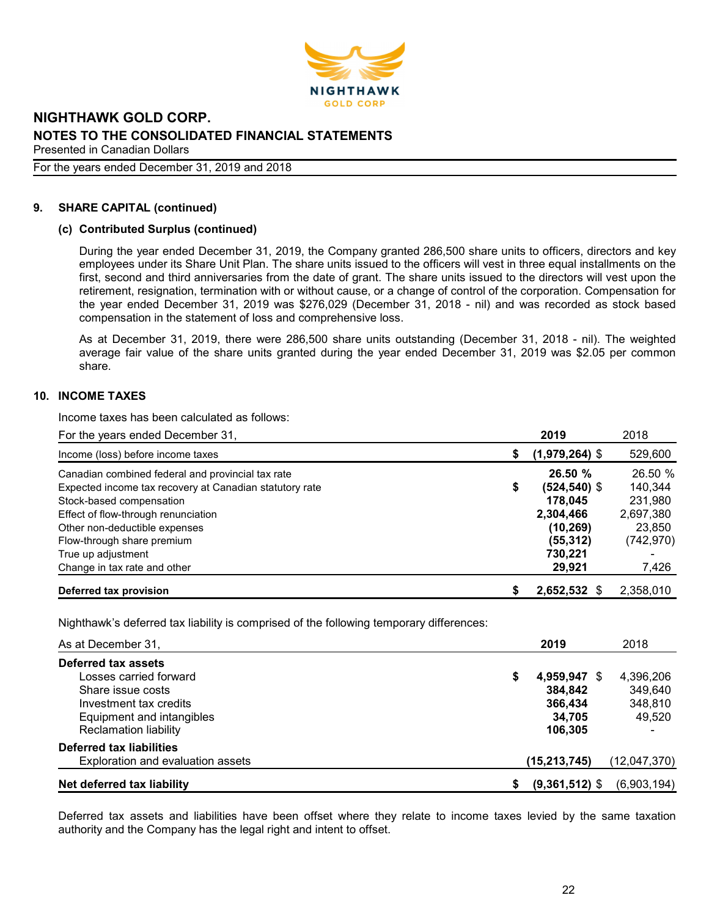## 9. SHARE CAPITAL (continued)

### (c) Contributed Surplus (continued)

During the year ended December 31, 2019, the Company granted 286,500 share units to officers, directors and key employees under its Share Unit Plan. The share units issued to the officers will vest in three equal installments on the first, second and third anniversaries from the date of grant. The share units issued to the directors will vest upon the retirement, resignation, termination with or without cause, or a change of control of the corporation. Compensation for the year ended December 31, 2019 was $276,029 (December 31, 2018 - nil) and was recorded as stock based compensation in the statement of loss and comprehensive loss.

As at December 31, 2019, there were 286,500 share units outstanding (December 31, 2018 - nil). The weighted average fair value of the share units granted during the year ended December 31, 2019 was $2.05 per common share.

## 10. INCOME TAXES

Income taxes has been calculated as follows:

| For the years ended December 31, | | 2019 | 2018 |
|---|---|---|---|
| Income (loss) before income taxes | $ | **(1,979,264)** $ | 529,600 |
| Canadian combined federal and provincial tax rate | | **26.50 %** | 26.50 % |
| Expected income tax recovery at Canadian statutory rate | $ | **(524,540)** $ | 140,344 |
| Stock-based compensation | | **178,045** | 231,980 |
| Effect of flow-through renunciation | | **2,304,466** | 2,697,380 |
| Other non-deductible expenses | | **(10,269)** | 23,850 |
| Flow-through share premium | | **(55,312)** | (742,970) |
| True up adjustment | | **730,221** | - |
| Change in tax rate and other | | **29,921** | 7,426 |
| **Deferred tax provision** | $ | **2,652,532** $ | 2,358,010 |

Nighthawk's deferred tax liability is comprised of the following temporary differences:

| As at December 31, | | 2019 | 2018 |
|---|---|---|---|
| **Deferred tax assets** | | | |
| Losses carried forward | $ | **4,959,947** $ | 4,396,206 |
| Share issue costs | | **384,842** | 349,640 |
| Investment tax credits | | **366,434** | 348,810 |
| Equipment and intangibles | | **34,705** | 49,520 |
| Reclamation liability | | **106,305** | - |
| **Deferred tax liabilities** | | | |
| Exploration and evaluation assets | | **(15,213,745)** | (12,047,370) |
| **Net deferred tax liability** | $ | **(9,361,512)** $ | (6,903,194) |

Deferred tax assets and liabilities have been offset where they relate to income taxes levied by the same taxation authority and the Company has the legal right and intent to offset.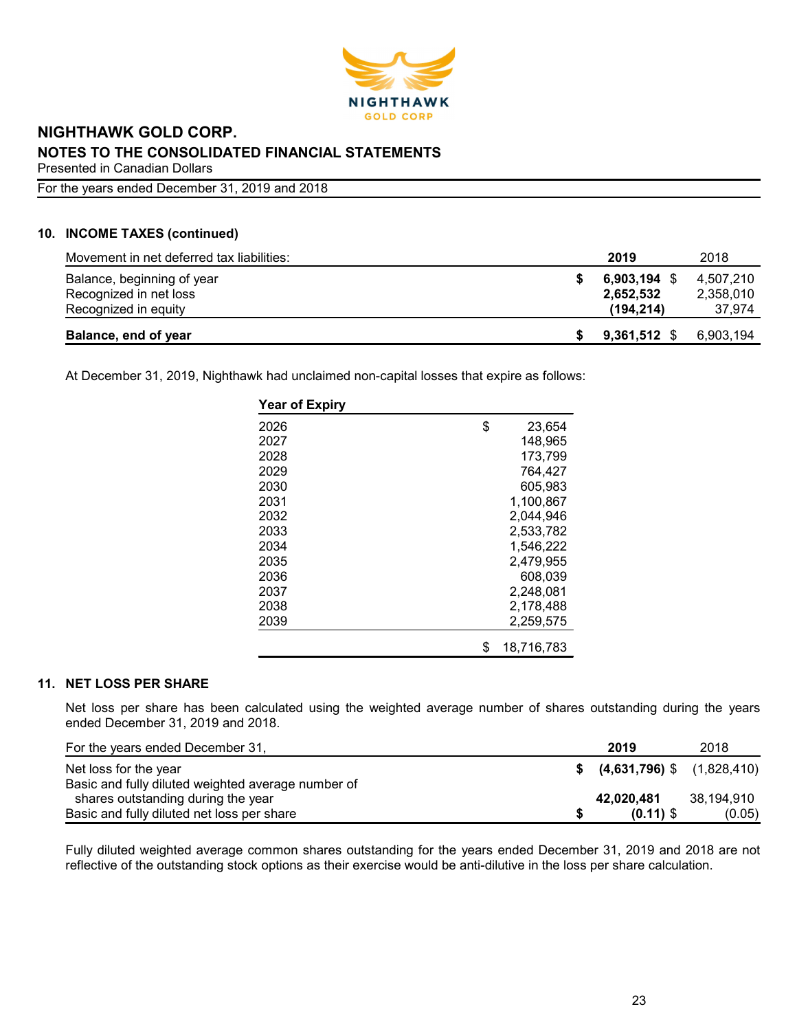## 10. INCOME TAXES (continued)

| Movement in net deferred tax liabilities: | 2019 | 2018 |
|---|---|---|
| Balance, beginning of year | $ **6,903,194** | $ 4,507,210 |
| Recognized in net loss | **2,652,532** | 2,358,010 |
| Recognized in equity | **(194,214)** | 37,974 |
| **Balance, end of year** | $ **9,361,512** | $ 6,903,194 |

At December 31, 2019, Nighthawk had unclaimed non-capital losses that expire as follows:

| Year of Expiry | |
|---|---|
| 2026 | $ 23,654 |
| 2027 | 148,965 |
| 2028 | 173,799 |
| 2029 | 764,427 |
| 2030 | 605,983 |
| 2031 | 1,100,867 |
| 2032 | 2,044,946 |
| 2033 | 2,533,782 |
| 2034 | 1,546,222 |
| 2035 | 2,479,955 |
| 2036 | 608,039 |
| 2037 | 2,248,081 |
| 2038 | 2,178,488 |
| 2039 | 2,259,575 |
| | $ 18,716,783 |

## 11. NET LOSS PER SHARE

Net loss per share has been calculated using the weighted average number of shares outstanding during the years ended December 31, 2019 and 2018.

| For the years ended December 31, | 2019 | 2018 |
|---|---|---|
| Net loss for the year | $ **(4,631,796)** | $ (1,828,410) |
| Basic and fully diluted weighted average number of shares outstanding during the year | **42,020,481** | 38,194,910 |
| Basic and fully diluted net loss per share | $ **(0.11)** | $ (0.05) |

Fully diluted weighted average common shares outstanding for the years ended December 31, 2019 and 2018 are not reflective of the outstanding stock options as their exercise would be anti-dilutive in the loss per share calculation.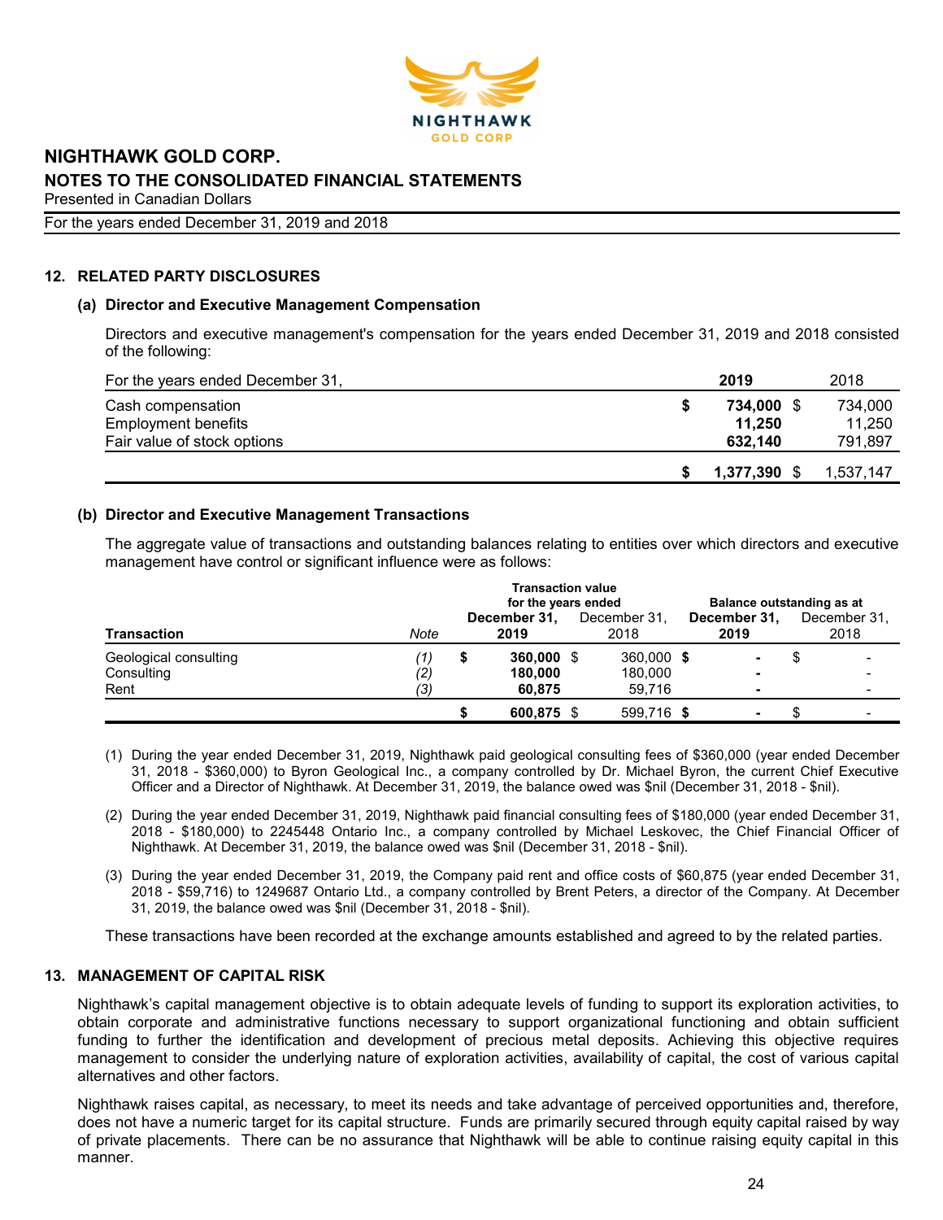## 12. RELATED PARTY DISCLOSURES

### (a) Director and Executive Management Compensation

Directors and executive management's compensation for the years ended December 31, 2019 and 2018 consisted of the following:

| For the years ended December 31, | 2019 | 2018 |
|---|---|---|
| Cash compensation | $ **734,000** | $ 734,000 |
| Employment benefits | **11,250** | 11,250 |
| Fair value of stock options | **632,140** | 791,897 |
| | $ **1,377,390** | $ 1,537,147 |

### (b) Director and Executive Management Transactions

The aggregate value of transactions and outstanding balances relating to entities over which directors and executive management have control or significant influence were as follows:

| | | Transaction value for the years ended | | Balance outstanding as at | |
|---|---|---|---|---|---|
| **Transaction** | *Note* | **December 31, 2019** | December 31, 2018 | **December 31, 2019** | December 31, 2018 |
| Geological consulting | *(1)* | $ **360,000** | $ 360,000 | $ **-** | $ - |
| Consulting | *(2)* | **180,000** | 180,000 | **-** | - |
| Rent | *(3)* | **60,875** | 59,716 | **-** | - |
| | | $ **600,875** | $ 599,716 | $ **-** | $ - |

(1) During the year ended December 31, 2019, Nighthawk paid geological consulting fees of $360,000 (year ended December 31, 2018 - $360,000) to Byron Geological Inc., a company controlled by Dr. Michael Byron, the current Chief Executive Officer and a Director of Nighthawk. At December 31, 2019, the balance owed was $nil (December 31, 2018 - $nil).

(2) During the year ended December 31, 2019, Nighthawk paid financial consulting fees of $180,000 (year ended December 31, 2018 - $180,000) to 2245448 Ontario Inc., a company controlled by Michael Leskovec, the Chief Financial Officer of Nighthawk. At December 31, 2019, the balance owed was $nil (December 31, 2018 - $nil).

(3) During the year ended December 31, 2019, the Company paid rent and office costs of $60,875 (year ended December 31, 2018 - $59,716) to 1249687 Ontario Ltd., a company controlled by Brent Peters, a director of the Company. At December 31, 2019, the balance owed was $nil (December 31, 2018 - $nil).

These transactions have been recorded at the exchange amounts established and agreed to by the related parties.

## 13. MANAGEMENT OF CAPITAL RISK

Nighthawk's capital management objective is to obtain adequate levels of funding to support its exploration activities, to obtain corporate and administrative functions necessary to support organizational functioning and obtain sufficient funding to further the identification and development of precious metal deposits. Achieving this objective requires management to consider the underlying nature of exploration activities, availability of capital, the cost of various capital alternatives and other factors.

Nighthawk raises capital, as necessary, to meet its needs and take advantage of perceived opportunities and, therefore, does not have a numeric target for its capital structure. Funds are primarily secured through equity capital raised by way of private placements. There can be no assurance that Nighthawk will be able to continue raising equity capital in this manner.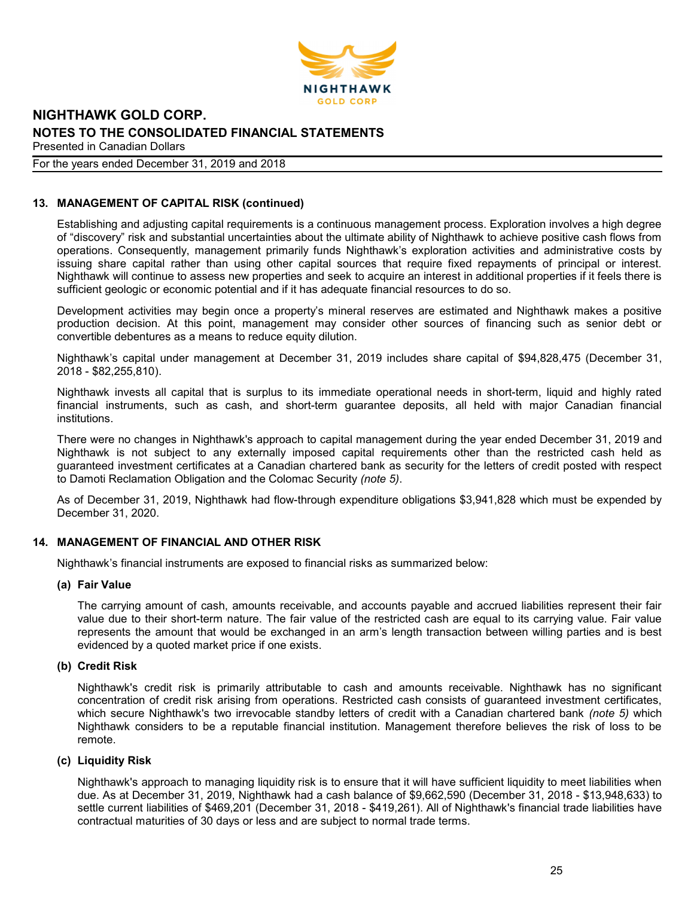## 13. MANAGEMENT OF CAPITAL RISK (continued)

Establishing and adjusting capital requirements is a continuous management process. Exploration involves a high degree of "discovery" risk and substantial uncertainties about the ultimate ability of Nighthawk to achieve positive cash flows from operations. Consequently, management primarily funds Nighthawk's exploration activities and administrative costs by issuing share capital rather than using other capital sources that require fixed repayments of principal or interest. Nighthawk will continue to assess new properties and seek to acquire an interest in additional properties if it feels there is sufficient geologic or economic potential and if it has adequate financial resources to do so.

Development activities may begin once a property's mineral reserves are estimated and Nighthawk makes a positive production decision. At this point, management may consider other sources of financing such as senior debt or convertible debentures as a means to reduce equity dilution.

Nighthawk's capital under management at December 31, 2019 includes share capital of $94,828,475 (December 31, 2018 - $82,255,810).

Nighthawk invests all capital that is surplus to its immediate operational needs in short-term, liquid and highly rated financial instruments, such as cash, and short-term guarantee deposits, all held with major Canadian financial institutions.

There were no changes in Nighthawk's approach to capital management during the year ended December 31, 2019 and Nighthawk is not subject to any externally imposed capital requirements other than the restricted cash held as guaranteed investment certificates at a Canadian chartered bank as security for the letters of credit posted with respect to Damoti Reclamation Obligation and the Colomac Security *(note 5)*.

As of December 31, 2019, Nighthawk had flow-through expenditure obligations $3,941,828 which must be expended by December 31, 2020.

## 14. MANAGEMENT OF FINANCIAL AND OTHER RISK

Nighthawk's financial instruments are exposed to financial risks as summarized below:

### (a) Fair Value

The carrying amount of cash, amounts receivable, and accounts payable and accrued liabilities represent their fair value due to their short-term nature. The fair value of the restricted cash are equal to its carrying value. Fair value represents the amount that would be exchanged in an arm's length transaction between willing parties and is best evidenced by a quoted market price if one exists.

### (b) Credit Risk

Nighthawk's credit risk is primarily attributable to cash and amounts receivable. Nighthawk has no significant concentration of credit risk arising from operations. Restricted cash consists of guaranteed investment certificates, which secure Nighthawk's two irrevocable standby letters of credit with a Canadian chartered bank *(note 5)* which Nighthawk considers to be a reputable financial institution. Management therefore believes the risk of loss to be remote.

### (c) Liquidity Risk

Nighthawk's approach to managing liquidity risk is to ensure that it will have sufficient liquidity to meet liabilities when due. As at December 31, 2019, Nighthawk had a cash balance of $9,662,590 (December 31, 2018 - $13,948,633) to settle current liabilities of $469,201 (December 31, 2018 - $419,261). All of Nighthawk's financial trade liabilities have contractual maturities of 30 days or less and are subject to normal trade terms.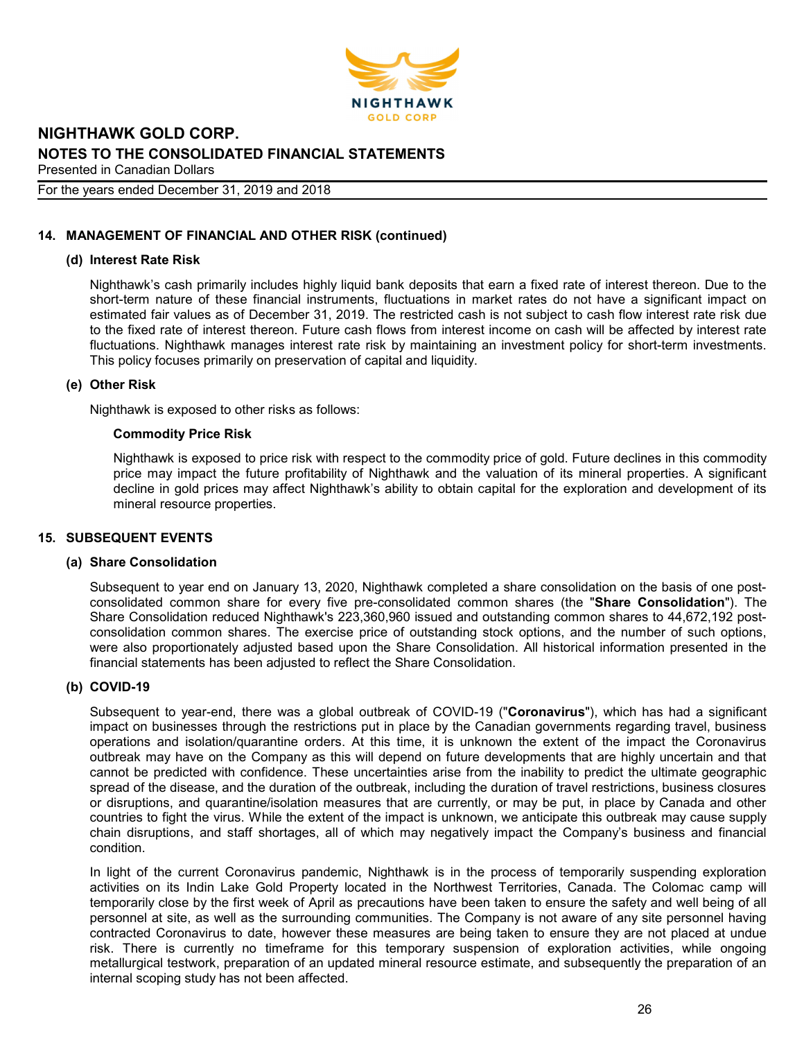## 14. MANAGEMENT OF FINANCIAL AND OTHER RISK (continued)

### (d) Interest Rate Risk

Nighthawk's cash primarily includes highly liquid bank deposits that earn a fixed rate of interest thereon. Due to the short-term nature of these financial instruments, fluctuations in market rates do not have a significant impact on estimated fair values as of December 31, 2019. The restricted cash is not subject to cash flow interest rate risk due to the fixed rate of interest thereon. Future cash flows from interest income on cash will be affected by interest rate fluctuations. Nighthawk manages interest rate risk by maintaining an investment policy for short-term investments. This policy focuses primarily on preservation of capital and liquidity.

### (e) Other Risk

Nighthawk is exposed to other risks as follows:

**Commodity Price Risk**

Nighthawk is exposed to price risk with respect to the commodity price of gold. Future declines in this commodity price may impact the future profitability of Nighthawk and the valuation of its mineral properties. A significant decline in gold prices may affect Nighthawk's ability to obtain capital for the exploration and development of its mineral resource properties.

## 15. SUBSEQUENT EVENTS

### (a) Share Consolidation

Subsequent to year end on January 13, 2020, Nighthawk completed a share consolidation on the basis of one post-consolidated common share for every five pre-consolidated common shares (the "**Share Consolidation**"). The Share Consolidation reduced Nighthawk's 223,360,960 issued and outstanding common shares to 44,672,192 post-consolidation common shares. The exercise price of outstanding stock options, and the number of such options, were also proportionately adjusted based upon the Share Consolidation. All historical information presented in the financial statements has been adjusted to reflect the Share Consolidation.

### (b) COVID-19

Subsequent to year-end, there was a global outbreak of COVID-19 ("**Coronavirus**"), which has had a significant impact on businesses through the restrictions put in place by the Canadian governments regarding travel, business operations and isolation/quarantine orders. At this time, it is unknown the extent of the impact the Coronavirus outbreak may have on the Company as this will depend on future developments that are highly uncertain and that cannot be predicted with confidence. These uncertainties arise from the inability to predict the ultimate geographic spread of the disease, and the duration of the outbreak, including the duration of travel restrictions, business closures or disruptions, and quarantine/isolation measures that are currently, or may be put, in place by Canada and other countries to fight the virus. While the extent of the impact is unknown, we anticipate this outbreak may cause supply chain disruptions, and staff shortages, all of which may negatively impact the Company's business and financial condition.

In light of the current Coronavirus pandemic, Nighthawk is in the process of temporarily suspending exploration activities on its Indin Lake Gold Property located in the Northwest Territories, Canada. The Colomac camp will temporarily close by the first week of April as precautions have been taken to ensure the safety and well being of all personnel at site, as well as the surrounding communities. The Company is not aware of any site personnel having contracted Coronavirus to date, however these measures are being taken to ensure they are not placed at undue risk. There is currently no timeframe for this temporary suspension of exploration activities, while ongoing metallurgical testwork, preparation of an updated mineral resource estimate, and subsequently the preparation of an internal scoping study has not been affected.